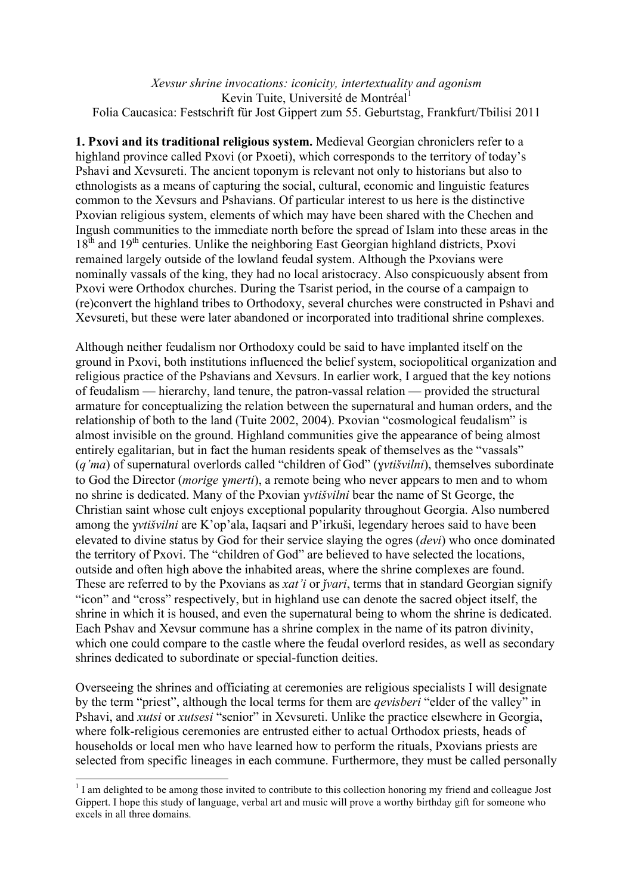*Xevsur shrine invocations: iconicity, intertextuality and agonism*
Kevin Tuite, Université de Montréal[1]
Folia Caucasica: Festschrift für Jost Gippert zum 55. Geburtstag, Frankfurt/Tbilisi 2011

**1. Pxovi and its traditional religious system.** Medieval Georgian chroniclers refer to a highland province called Pxovi (or Pxoeti), which corresponds to the territory of today's Pshavi and Xevsureti. The ancient toponym is relevant not only to historians but also to ethnologists as a means of capturing the social, cultural, economic and linguistic features common to the Xevsurs and Pshavians. Of particular interest to us here is the distinctive Pxovian religious system, elements of which may have been shared with the Chechen and Ingush communities to the immediate north before the spread of Islam into these areas in the 18th and 19th centuries. Unlike the neighboring East Georgian highland districts, Pxovi remained largely outside of the lowland feudal system. Although the Pxovians were nominally vassals of the king, they had no local aristocracy. Also conspicuously absent from Pxovi were Orthodox churches. During the Tsarist period, in the course of a campaign to (re)convert the highland tribes to Orthodoxy, several churches were constructed in Pshavi and Xevsureti, but these were later abandoned or incorporated into traditional shrine complexes.

Although neither feudalism nor Orthodoxy could be said to have implanted itself on the ground in Pxovi, both institutions influenced the belief system, sociopolitical organization and religious practice of the Pshavians and Xevsurs. In earlier work, I argued that the key notions of feudalism — hierarchy, land tenure, the patron-vassal relation — provided the structural armature for conceptualizing the relation between the supernatural and human orders, and the relationship of both to the land (Tuite 2002, 2004). Pxovian "cosmological feudalism" is almost invisible on the ground. Highland communities give the appearance of being almost entirely egalitarian, but in fact the human residents speak of themselves as the "vassals" (*q'ma*) of supernatural overlords called "children of God" (*ɣvtišvilni*), themselves subordinate to God the Director (*morige ɣmerti*), a remote being who never appears to men and to whom no shrine is dedicated. Many of the Pxovian *ɣvtišvilni* bear the name of St George, the Christian saint whose cult enjoys exceptional popularity throughout Georgia. Also numbered among the *ɣvtišvilni* are K'op'ala, Iaqsari and P'irkuši, legendary heroes said to have been elevated to divine status by God for their service slaying the ogres (*devi*) who once dominated the territory of Pxovi. The "children of God" are believed to have selected the locations, outside and often high above the inhabited areas, where the shrine complexes are found. These are referred to by the Pxovians as *xat'i* or *ǯvari*, terms that in standard Georgian signify "icon" and "cross" respectively, but in highland use can denote the sacred object itself, the shrine in which it is housed, and even the supernatural being to whom the shrine is dedicated. Each Pshav and Xevsur commune has a shrine complex in the name of its patron divinity, which one could compare to the castle where the feudal overlord resides, as well as secondary shrines dedicated to subordinate or special-function deities.

Overseeing the shrines and officiating at ceremonies are religious specialists I will designate by the term "priest", although the local terms for them are *qevisberi* "elder of the valley" in Pshavi, and *xutsi* or *xutsesi* "senior" in Xevsureti. Unlike the practice elsewhere in Georgia, where folk-religious ceremonies are entrusted either to actual Orthodox priests, heads of households or local men who have learned how to perform the rituals, Pxovians priests are selected from specific lineages in each commune. Furthermore, they must be called personally

[1] I am delighted to be among those invited to contribute to this collection honoring my friend and colleague Jost Gippert. I hope this study of language, verbal art and music will prove a worthy birthday gift for someone who excels in all three domains.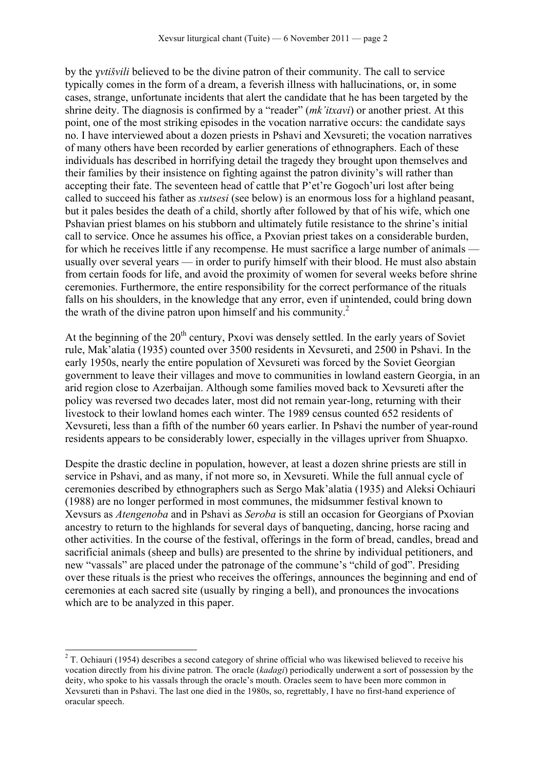by the *ɣvtišvili* believed to be the divine patron of their community. The call to service typically comes in the form of a dream, a feverish illness with hallucinations, or, in some cases, strange, unfortunate incidents that alert the candidate that he has been targeted by the shrine deity. The diagnosis is confirmed by a "reader" (*mk'itxavi*) or another priest. At this point, one of the most striking episodes in the vocation narrative occurs: the candidate says no. I have interviewed about a dozen priests in Pshavi and Xevsureti; the vocation narratives of many others have been recorded by earlier generations of ethnographers. Each of these individuals has described in horrifying detail the tragedy they brought upon themselves and their families by their insistence on fighting against the patron divinity's will rather than accepting their fate. The seventeen head of cattle that P'et're Gogoch'uri lost after being called to succeed his father as *xutsesi* (see below) is an enormous loss for a highland peasant, but it pales besides the death of a child, shortly after followed by that of his wife, which one Pshavian priest blames on his stubborn and ultimately futile resistance to the shrine's initial call to service. Once he assumes his office, a Pxovian priest takes on a considerable burden, for which he receives little if any recompense. He must sacrifice a large number of animals — usually over several years — in order to purify himself with their blood. He must also abstain from certain foods for life, and avoid the proximity of women for several weeks before shrine ceremonies. Furthermore, the entire responsibility for the correct performance of the rituals falls on his shoulders, in the knowledge that any error, even if unintended, could bring down the wrath of the divine patron upon himself and his community.[2]

At the beginning of the 20th century, Pxovi was densely settled. In the early years of Soviet rule, Mak'alatia (1935) counted over 3500 residents in Xevsureti, and 2500 in Pshavi. In the early 1950s, nearly the entire population of Xevsureti was forced by the Soviet Georgian government to leave their villages and move to communities in lowland eastern Georgia, in an arid region close to Azerbaijan. Although some families moved back to Xevsureti after the policy was reversed two decades later, most did not remain year-long, returning with their livestock to their lowland homes each winter. The 1989 census counted 652 residents of Xevsureti, less than a fifth of the number 60 years earlier. In Pshavi the number of year-round residents appears to be considerably lower, especially in the villages upriver from Shuapxo.

Despite the drastic decline in population, however, at least a dozen shrine priests are still in service in Pshavi, and as many, if not more so, in Xevsureti. While the full annual cycle of ceremonies described by ethnographers such as Sergo Mak'alatia (1935) and Aleksi Ochiauri (1988) are no longer performed in most communes, the midsummer festival known to Xevsurs as *Atengenoba* and in Pshavi as *Seroba* is still an occasion for Georgians of Pxovian ancestry to return to the highlands for several days of banqueting, dancing, horse racing and other activities. In the course of the festival, offerings in the form of bread, candles, bread and sacrificial animals (sheep and bulls) are presented to the shrine by individual petitioners, and new "vassals" are placed under the patronage of the commune's "child of god". Presiding over these rituals is the priest who receives the offerings, announces the beginning and end of ceremonies at each sacred site (usually by ringing a bell), and pronounces the invocations which are to be analyzed in this paper.

---

[2] T. Ochiauri (1954) describes a second category of shrine official who was likewised believed to receive his vocation directly from his divine patron. The oracle (*kadagi*) periodically underwent a sort of possession by the deity, who spoke to his vassals through the oracle's mouth. Oracles seem to have been more common in Xevsureti than in Pshavi. The last one died in the 1980s, so, regrettably, I have no first-hand experience of oracular speech.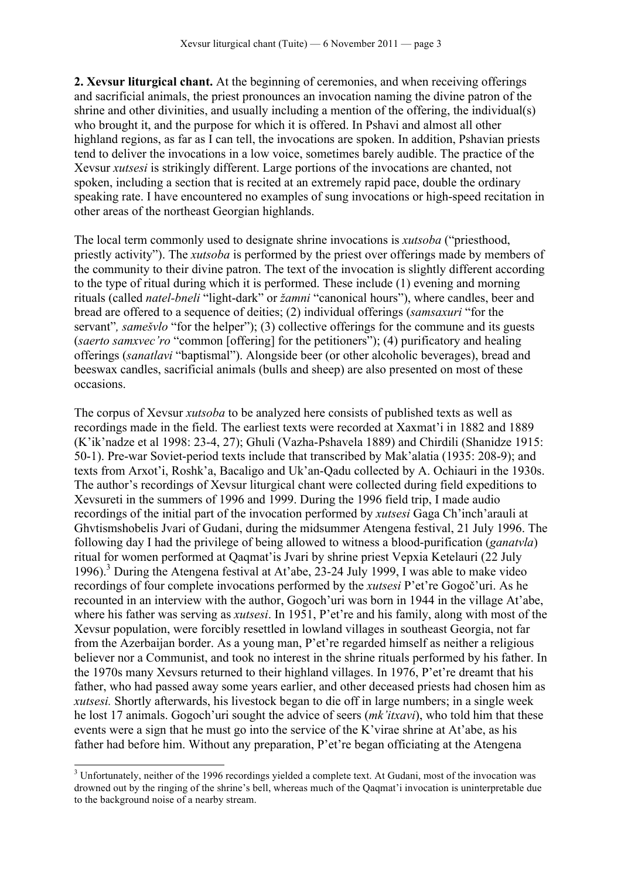**2. Xevsur liturgical chant.** At the beginning of ceremonies, and when receiving offerings and sacrificial animals, the priest pronounces an invocation naming the divine patron of the shrine and other divinities, and usually including a mention of the offering, the individual(s) who brought it, and the purpose for which it is offered. In Pshavi and almost all other highland regions, as far as I can tell, the invocations are spoken. In addition, Pshavian priests tend to deliver the invocations in a low voice, sometimes barely audible. The practice of the Xevsur *xutsesi* is strikingly different. Large portions of the invocations are chanted, not spoken, including a section that is recited at an extremely rapid pace, double the ordinary speaking rate. I have encountered no examples of sung invocations or high-speed recitation in other areas of the northeast Georgian highlands.

The local term commonly used to designate shrine invocations is *xutsoba* ("priesthood, priestly activity"). The *xutsoba* is performed by the priest over offerings made by members of the community to their divine patron. The text of the invocation is slightly different according to the type of ritual during which it is performed. These include (1) evening and morning rituals (called *natel-bneli* "light-dark" or *žamni* "canonical hours"), where candles, beer and bread are offered to a sequence of deities; (2) individual offerings (*samsaxuri* "for the servant", *samešvlo* "for the helper"); (3) collective offerings for the commune and its guests (*saerto samxvec'ro* "common [offering] for the petitioners"); (4) purificatory and healing offerings (*sanatlavi* "baptismal"). Alongside beer (or other alcoholic beverages), bread and beeswax candles, sacrificial animals (bulls and sheep) are also presented on most of these occasions.

The corpus of Xevsur *xutsoba* to be analyzed here consists of published texts as well as recordings made in the field. The earliest texts were recorded at Xaxmat'i in 1882 and 1889 (K'ik'nadze et al 1998: 23-4, 27); Ghuli (Vazha-Pshavela 1889) and Chirdili (Shanidze 1915: 50-1). Pre-war Soviet-period texts include that transcribed by Mak'alatia (1935: 208-9); and texts from Arxot'i, Roshk'a, Bacaligo and Uk'an-Qadu collected by A. Ochiauri in the 1930s. The author's recordings of Xevsur liturgical chant were collected during field expeditions to Xevsureti in the summers of 1996 and 1999. During the 1996 field trip, I made audio recordings of the initial part of the invocation performed by *xutsesi* Gaga Ch'inch'arauli at Ghvtismshobelis Jvari of Gudani, during the midsummer Atengena festival, 21 July 1996. The following day I had the privilege of being allowed to witness a blood-purification (*ganatvla*) ritual for women performed at Qaqmat'is Jvari by shrine priest Vepxia Ketelauri (22 July 1996).[3] During the Atengena festival at At'abe, 23-24 July 1999, I was able to make video recordings of four complete invocations performed by the *xutsesi* P'et're Gogoč'uri. As he recounted in an interview with the author, Gogoch'uri was born in 1944 in the village At'abe, where his father was serving as *xutsesi*. In 1951, P'et're and his family, along with most of the Xevsur population, were forcibly resettled in lowland villages in southeast Georgia, not far from the Azerbaijan border. As a young man, P'et're regarded himself as neither a religious believer nor a Communist, and took no interest in the shrine rituals performed by his father. In the 1970s many Xevsurs returned to their highland villages. In 1976, P'et're dreamt that his father, who had passed away some years earlier, and other deceased priests had chosen him as *xutsesi.* Shortly afterwards, his livestock began to die off in large numbers; in a single week he lost 17 animals. Gogoch'uri sought the advice of seers (*mk'itxavi*), who told him that these events were a sign that he must go into the service of the K'virae shrine at At'abe, as his father had before him. Without any preparation, P'et're began officiating at the Atengena

[3] Unfortunately, neither of the 1996 recordings yielded a complete text. At Gudani, most of the invocation was drowned out by the ringing of the shrine's bell, whereas much of the Qaqmat'i invocation is uninterpretable due to the background noise of a nearby stream.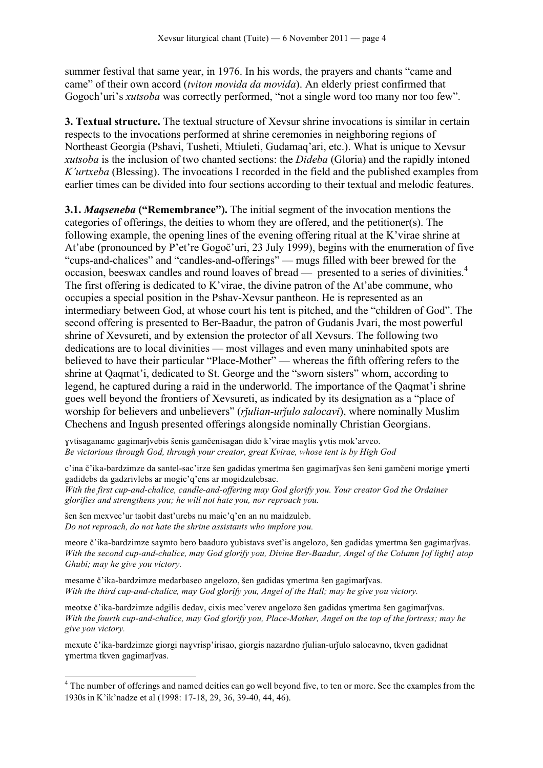summer festival that same year, in 1976. In his words, the prayers and chants "came and came" of their own accord (*tviton movida da movida*). An elderly priest confirmed that Gogoch'uri's *xutsoba* was correctly performed, "not a single word too many nor too few".

**3. Textual structure.** The textual structure of Xevsur shrine invocations is similar in certain respects to the invocations performed at shrine ceremonies in neighboring regions of Northeast Georgia (Pshavi, Tusheti, Mtiuleti, Gudamaq'ari, etc.). What is unique to Xevsur *xutsoba* is the inclusion of two chanted sections: the *Dideba* (Gloria) and the rapidly intoned *K'urtxeba* (Blessing). The invocations I recorded in the field and the published examples from earlier times can be divided into four sections according to their textual and melodic features.

**3.1. *Maqseneba* ("Remembrance").** The initial segment of the invocation mentions the categories of offerings, the deities to whom they are offered, and the petitioner(s). The following example, the opening lines of the evening offering ritual at the K'virae shrine at At'abe (pronounced by P'et're Gogoč'uri, 23 July 1999), begins with the enumeration of five "cups-and-chalices" and "candles-and-offerings" — mugs filled with beer brewed for the occasion, beeswax candles and round loaves of bread — presented to a series of divinities.[4] The first offering is dedicated to K'virae, the divine patron of the At'abe commune, who occupies a special position in the Pshav-Xevsur pantheon. He is represented as an intermediary between God, at whose court his tent is pitched, and the "children of God". The second offering is presented to Ber-Baadur, the patron of Gudanis Jvari, the most powerful shrine of Xevsureti, and by extension the protector of all Xevsurs. The following two dedications are to local divinities — most villages and even many uninhabited spots are believed to have their particular "Place-Mother" — whereas the fifth offering refers to the shrine at Qaqmat'i, dedicated to St. George and the "sworn sisters" whom, according to legend, he captured during a raid in the underworld. The importance of the Qaqmat'i shrine goes well beyond the frontiers of Xevsureti, as indicated by its designation as a "place of worship for believers and unbelievers" (*rǰulian-urǰulo salocavi*), where nominally Muslim Chechens and Ingush presented offerings alongside nominally Christian Georgians.

ɣvtisaganamc gagimarǰvebis šenis gamčenisagan dido k'virae maɣlis ɣvtis mok'arveo.
*Be victorious through God, through your creator, great Kvirae, whose tent is by High God*

c'ina č'ika-bardzimze da santel-sac'irze šen gadidas ɣmertma šen gagimarǰvas šen šeni gamčeni morige ɣmerti gadidebs da gadzrivlebs ar mogic'q'ens ar mogidzulebsac.
*With the first cup-and-chalice, candle-and-offering may God glorify you. Your creator God the Ordainer glorifies and strengthens you; he will not hate you, nor reproach you.*

šen šen mexvec'ur taobit dast'urebs nu maic'q'en an nu maidzuleb.
*Do not reproach, do not hate the shrine assistants who implore you.*

meore č'ika-bardzimze saɣmto bero baaduro ɣubistavs svet'is angelozo, šen gadidas ɣmertma šen gagimarǰvas.
*With the second cup-and-chalice, may God glorify you, Divine Ber-Baadur, Angel of the Column [of light] atop Ghubi; may he give you victory.*

mesame č'ika-bardzimze medarbaseo angelozo, šen gadidas ɣmertma šen gagimarǰvas.
*With the third cup-and-chalice, may God glorify you, Angel of the Hall; may he give you victory.*

meotxe č'ika-bardzimze adgilis dedav, cixis mec'verev angelozo šen gadidas ɣmertma šen gagimarǰvas.
*With the fourth cup-and-chalice, may God glorify you, Place-Mother, Angel on the top of the fortress; may he give you victory.*

mexute č'ika-bardzimze giorgi naɣvrisp'irisao, giorgis nazardno rǰulian-urǰulo salocavno, tkven gadidnat ɣmertma tkven gagimarǰvas.

[4] The number of offerings and named deities can go well beyond five, to ten or more. See the examples from the 1930s in K'ik'nadze et al (1998: 17-18, 29, 36, 39-40, 44, 46).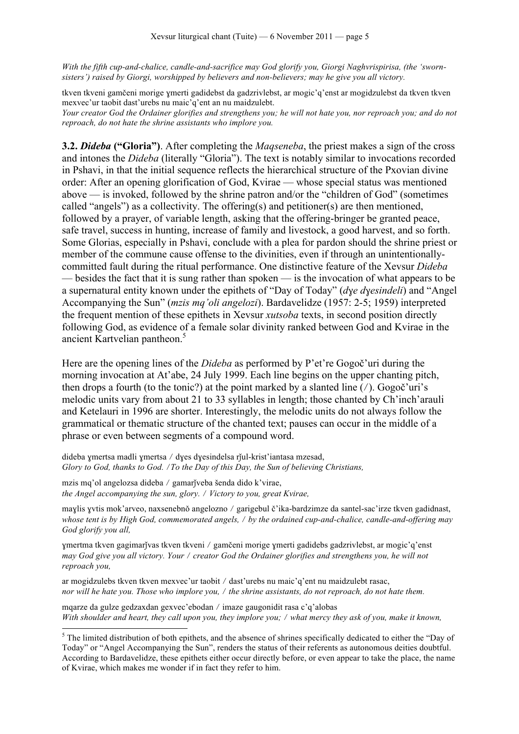*With the fifth cup-and-chalice, candle-and-sacrifice may God glorify you, Giorgi Naghvrispirisa, (the 'sworn-sisters') raised by Giorgi, worshipped by believers and non-believers; may he give you all victory.*

tkven tkveni gamčeni morige ɣmerti gadidebst da gadzrivlebst, ar mogic'q'enst ar mogidzulebst da tkven tkven mexvec'ur taobit dast'urebs nu maic'q'ent an nu maidzulebt.
*Your creator God the Ordainer glorifies and strengthens you; he will not hate you, nor reproach you; and do not reproach, do not hate the shrine assistants who implore you.*

**3.2. *Dideba* ("Gloria")**. After completing the *Maqseneba*, the priest makes a sign of the cross and intones the *Dideba* (literally "Gloria"). The text is notably similar to invocations recorded in Pshavi, in that the initial sequence reflects the hierarchical structure of the Pxovian divine order: After an opening glorification of God, Kvirae — whose special status was mentioned above — is invoked, followed by the shrine patron and/or the "children of God" (sometimes called "angels") as a collectivity. The offering(s) and petitioner(s) are then mentioned, followed by a prayer, of variable length, asking that the offering-bringer be granted peace, safe travel, success in hunting, increase of family and livestock, a good harvest, and so forth. Some Glorias, especially in Pshavi, conclude with a plea for pardon should the shrine priest or member of the commune cause offense to the divinities, even if through an unintentionally-committed fault during the ritual performance. One distinctive feature of the Xevsur *Dideba* — besides the fact that it is sung rather than spoken — is the invocation of what appears to be a supernatural entity known under the epithets of "Day of Today" (*dɣe dɣesindeli*) and "Angel Accompanying the Sun" (*mzis mq'oli angelozi*). Bardavelidze (1957: 2-5; 1959) interpreted the frequent mention of these epithets in Xevsur *xutsoba* texts, in second position directly following God, as evidence of a female solar divinity ranked between God and Kvirae in the ancient Kartvelian pantheon.[5]

Here are the opening lines of the *Dideba* as performed by P'et're Gogoč'uri during the morning invocation at At'abe, 24 July 1999. Each line begins on the upper chanting pitch, then drops a fourth (to the tonic?) at the point marked by a slanted line (/). Gogoč'uri's melodic units vary from about 21 to 33 syllables in length; those chanted by Ch'inch'arauli and Ketelauri in 1996 are shorter. Interestingly, the melodic units do not always follow the grammatical or thematic structure of the chanted text; pauses can occur in the middle of a phrase or even between segments of a compound word.

dideba ɣmertsa madli ɣmertsa / dɣes dɣesindelsa rǰul-krist'iantasa mzesad,
*Glory to God, thanks to God. /To the Day of this Day, the Sun of believing Christians,*

mzis mq'ol angelozsa dideba / gamarǰveba šenda dido k'virae,
*the Angel accompanying the sun, glory. / Victory to you, great Kvirae,*

maɣlis ɣvtis mok'arveo, naxsenebnŏ angelozno / garigebul č'ika-bardzimze da santel-sac'irze tkven gadidnast,
*whose tent is by High God, commemorated angels, / by the ordained cup-and-chalice, candle-and-offering may God glorify you all,*

ɣmertma tkven gagimarǰvas tkven tkveni / gamčeni morige ɣmerti gadidebs gadzrivlebst, ar mogic'q'enst
*may God give you all victory. Your / creator God the Ordainer glorifies and strengthens you, he will not reproach you,*

ar mogidzulebs tkven tkven mexvec'ur taobit / dast'urebs nu maic'q'ent nu maidzulebt rasac,
*nor will he hate you. Those who implore you, / the shrine assistants, do not reproach, do not hate them.*

mqarze da gulze gedzaxdan gexvec'ebodan / imaze gaugonidit rasa c'q'alobas
*With shoulder and heart, they call upon you, they implore you; / what mercy they ask of you, make it known,*

[5] The limited distribution of both epithets, and the absence of shrines specifically dedicated to either the "Day of Today" or "Angel Accompanying the Sun", renders the status of their referents as autonomous deities doubtful. According to Bardavelidze, these epithets either occur directly before, or even appear to take the place, the name of Kvirae, which makes me wonder if in fact they refer to him.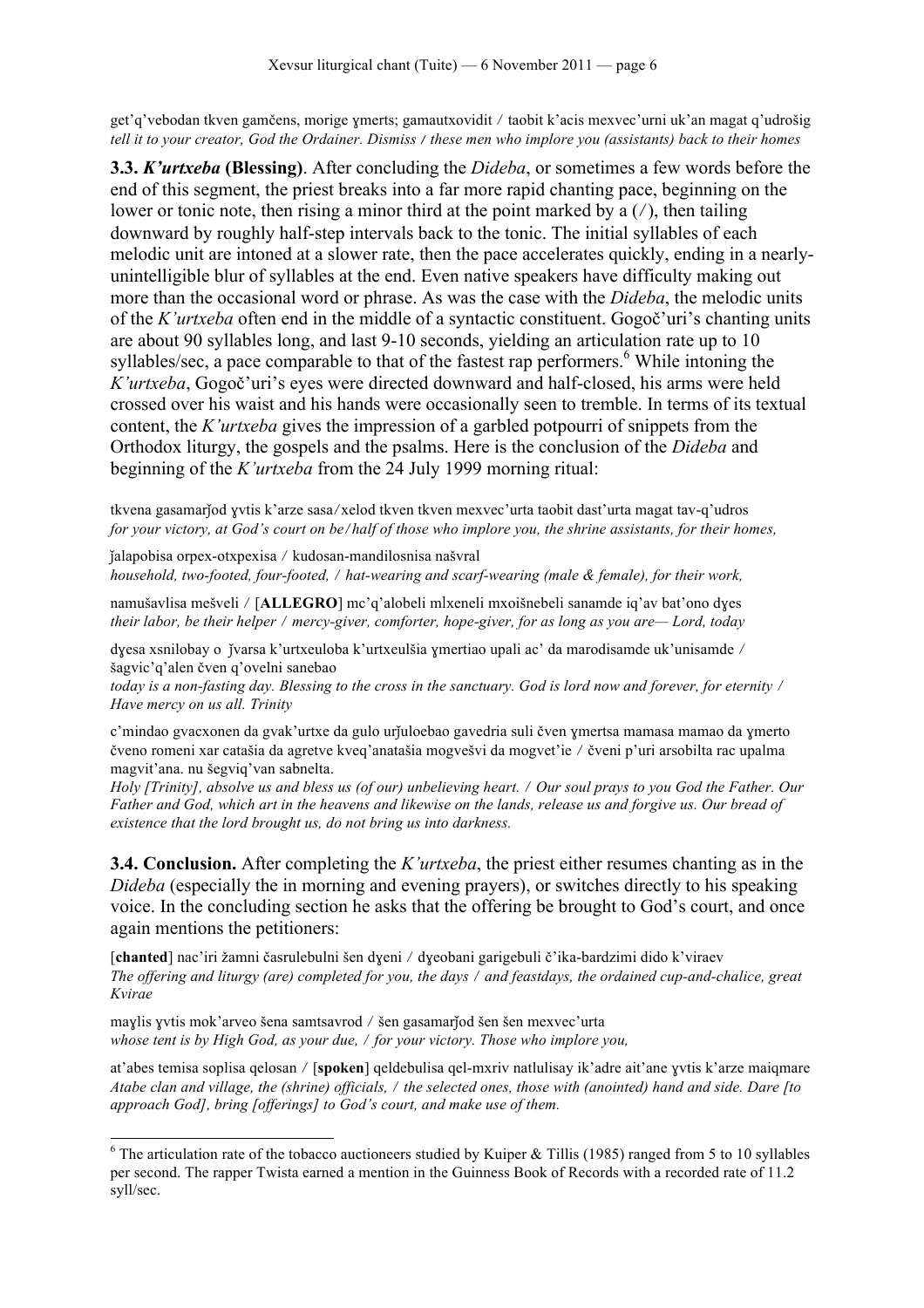get'q'vebodan tkven gamčens, morige ɣmerts; gamautxovidit / taobit k'acis mexvec'urni uk'an magat q'udrošig
*tell it to your creator, God the Ordainer. Dismiss / these men who implore you (assistants) back to their homes*

**3.3. *K'urtxeba* (Blessing)**. After concluding the *Dideba*, or sometimes a few words before the end of this segment, the priest breaks into a far more rapid chanting pace, beginning on the lower or tonic note, then rising a minor third at the point marked by a (/), then tailing downward by roughly half-step intervals back to the tonic. The initial syllables of each melodic unit are intoned at a slower rate, then the pace accelerates quickly, ending in a nearly-unintelligible blur of syllables at the end. Even native speakers have difficulty making out more than the occasional word or phrase. As was the case with the *Dideba*, the melodic units of the *K'urtxeba* often end in the middle of a syntactic constituent. Gogoč'uri's chanting units are about 90 syllables long, and last 9-10 seconds, yielding an articulation rate up to 10 syllables/sec, a pace comparable to that of the fastest rap performers.[6] While intoning the *K'urtxeba*, Gogoč'uri's eyes were directed downward and half-closed, his arms were held crossed over his waist and his hands were occasionally seen to tremble. In terms of its textual content, the *K'urtxeba* gives the impression of a garbled potpourri of snippets from the Orthodox liturgy, the gospels and the psalms. Here is the conclusion of the *Dideba* and beginning of the *K'urtxeba* from the 24 July 1999 morning ritual:

tkvena gasamarǯod ɣvtis k'arze sasa/xelod tkven tkven mexvec'urta taobit dast'urta magat tav-q'udros
*for your victory, at God's court on be/half of those who implore you, the shrine assistants, for their homes,*

ǯalapobisa orpex-otxpexisa / kudosan-mandilosnisa našvral
*household, two-footed, four-footed, / hat-wearing and scarf-wearing (male & female), for their work,*

namušavlisa mešveli / [**ALLEGRO**] mc'q'alobeli mlxeneli mxoišnebeli sanamde iq'av bat'ono dɣes
*their labor, be their helper / mercy-giver, comforter, hope-giver, for as long as you are— Lord, today*

dɣesa xsnilobay o ǯvarsa k'urtxeuloba k'urtxeulšia ɣmertiao upali ac' da marodisamde uk'unisamde / šagvic'q'alen čven q'ovelni sanebao
*today is a non-fasting day. Blessing to the cross in the sanctuary. God is lord now and forever, for eternity / Have mercy on us all. Trinity*

c'mindao gvacxonen da gvak'urtxe da gulo urǯuloebao gavedria suli čven ɣmertsa mamasa mamao da ɣmerto čveno romeni xar catašia da agretve kveq'anatašia mogvešvi da mogvet'ie / čveni p'uri arsobilta rac upalma magvit'ana. nu šegviq'van sabnelta.
*Holy [Trinity], absolve us and bless us (of our) unbelieving heart. / Our soul prays to you God the Father. Our Father and God, which art in the heavens and likewise on the lands, release us and forgive us. Our bread of existence that the lord brought us, do not bring us into darkness.*

**3.4. Conclusion.** After completing the *K'urtxeba*, the priest either resumes chanting as in the *Dideba* (especially the in morning and evening prayers), or switches directly to his speaking voice. In the concluding section he asks that the offering be brought to God's court, and once again mentions the petitioners:

[**chanted**] nac'iri žamni časrulebulni šen dɣeni / dɣeobani garigebuli č'ika-bardzimi dido k'viraev
*The offering and liturgy (are) completed for you, the days / and feastdays, the ordained cup-and-chalice, great Kvirae*

maɣlis ɣvtis mok'arveo šena samtsavrod / šen gasamarǯod šen šen mexvec'urta
*whose tent is by High God, as your due, / for your victory. Those who implore you,*

at'abes temisa soplisa qelosan / [**spoken**] qeldebulisa qel-mxriv natlulisay ik'adre ait'ane ɣvtis k'arze maiqmare
*Atabe clan and village, the (shrine) officials, / the selected ones, those with (anointed) hand and side. Dare [to approach God], bring [offerings] to God's court, and make use of them.*

---

[6] The articulation rate of the tobacco auctioneers studied by Kuiper & Tillis (1985) ranged from 5 to 10 syllables per second. The rapper Twista earned a mention in the Guinness Book of Records with a recorded rate of 11.2 syll/sec.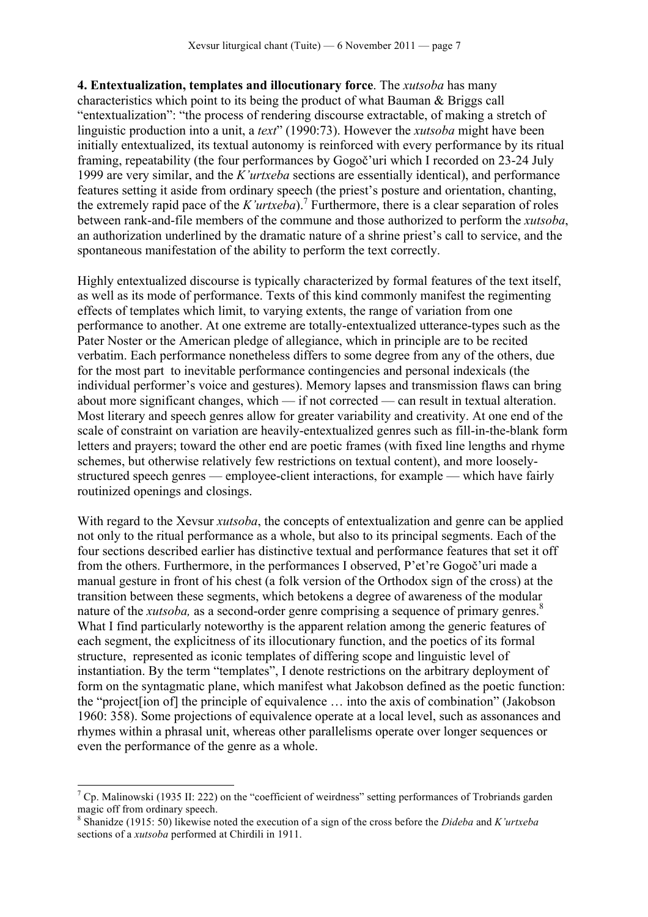**4. Entextualization, templates and illocutionary force**. The *xutsoba* has many characteristics which point to its being the product of what Bauman & Briggs call "entextualization": "the process of rendering discourse extractable, of making a stretch of linguistic production into a unit, a *text*" (1990:73). However the *xutsoba* might have been initially entextualized, its textual autonomy is reinforced with every performance by its ritual framing, repeatability (the four performances by Gogoč'uri which I recorded on 23-24 July 1999 are very similar, and the *K'urtxeba* sections are essentially identical), and performance features setting it aside from ordinary speech (the priest's posture and orientation, chanting, the extremely rapid pace of the *K'urtxeba*).[7] Furthermore, there is a clear separation of roles between rank-and-file members of the commune and those authorized to perform the *xutsoba*, an authorization underlined by the dramatic nature of a shrine priest's call to service, and the spontaneous manifestation of the ability to perform the text correctly.

Highly entextualized discourse is typically characterized by formal features of the text itself, as well as its mode of performance. Texts of this kind commonly manifest the regimenting effects of templates which limit, to varying extents, the range of variation from one performance to another. At one extreme are totally-entextualized utterance-types such as the Pater Noster or the American pledge of allegiance, which in principle are to be recited verbatim. Each performance nonetheless differs to some degree from any of the others, due for the most part to inevitable performance contingencies and personal indexicals (the individual performer's voice and gestures). Memory lapses and transmission flaws can bring about more significant changes, which — if not corrected — can result in textual alteration. Most literary and speech genres allow for greater variability and creativity. At one end of the scale of constraint on variation are heavily-entextualized genres such as fill-in-the-blank form letters and prayers; toward the other end are poetic frames (with fixed line lengths and rhyme schemes, but otherwise relatively few restrictions on textual content), and more loosely-structured speech genres — employee-client interactions, for example — which have fairly routinized openings and closings.

With regard to the Xevsur *xutsoba*, the concepts of entextualization and genre can be applied not only to the ritual performance as a whole, but also to its principal segments. Each of the four sections described earlier has distinctive textual and performance features that set it off from the others. Furthermore, in the performances I observed, P'et're Gogoč'uri made a manual gesture in front of his chest (a folk version of the Orthodox sign of the cross) at the transition between these segments, which betokens a degree of awareness of the modular nature of the *xutsoba,* as a second-order genre comprising a sequence of primary genres.[8] What I find particularly noteworthy is the apparent relation among the generic features of each segment, the explicitness of its illocutionary function, and the poetics of its formal structure, represented as iconic templates of differing scope and linguistic level of instantiation. By the term "templates", I denote restrictions on the arbitrary deployment of form on the syntagmatic plane, which manifest what Jakobson defined as the poetic function: the "project[ion of] the principle of equivalence … into the axis of combination" (Jakobson 1960: 358). Some projections of equivalence operate at a local level, such as assonances and rhymes within a phrasal unit, whereas other parallelisms operate over longer sequences or even the performance of the genre as a whole.

---

[7] Cp. Malinowski (1935 II: 222) on the "coefficient of weirdness" setting performances of Trobriands garden magic off from ordinary speech.

[8] Shanidze (1915: 50) likewise noted the execution of a sign of the cross before the *Dideba* and *K'urtxeba* sections of a *xutsoba* performed at Chirdili in 1911.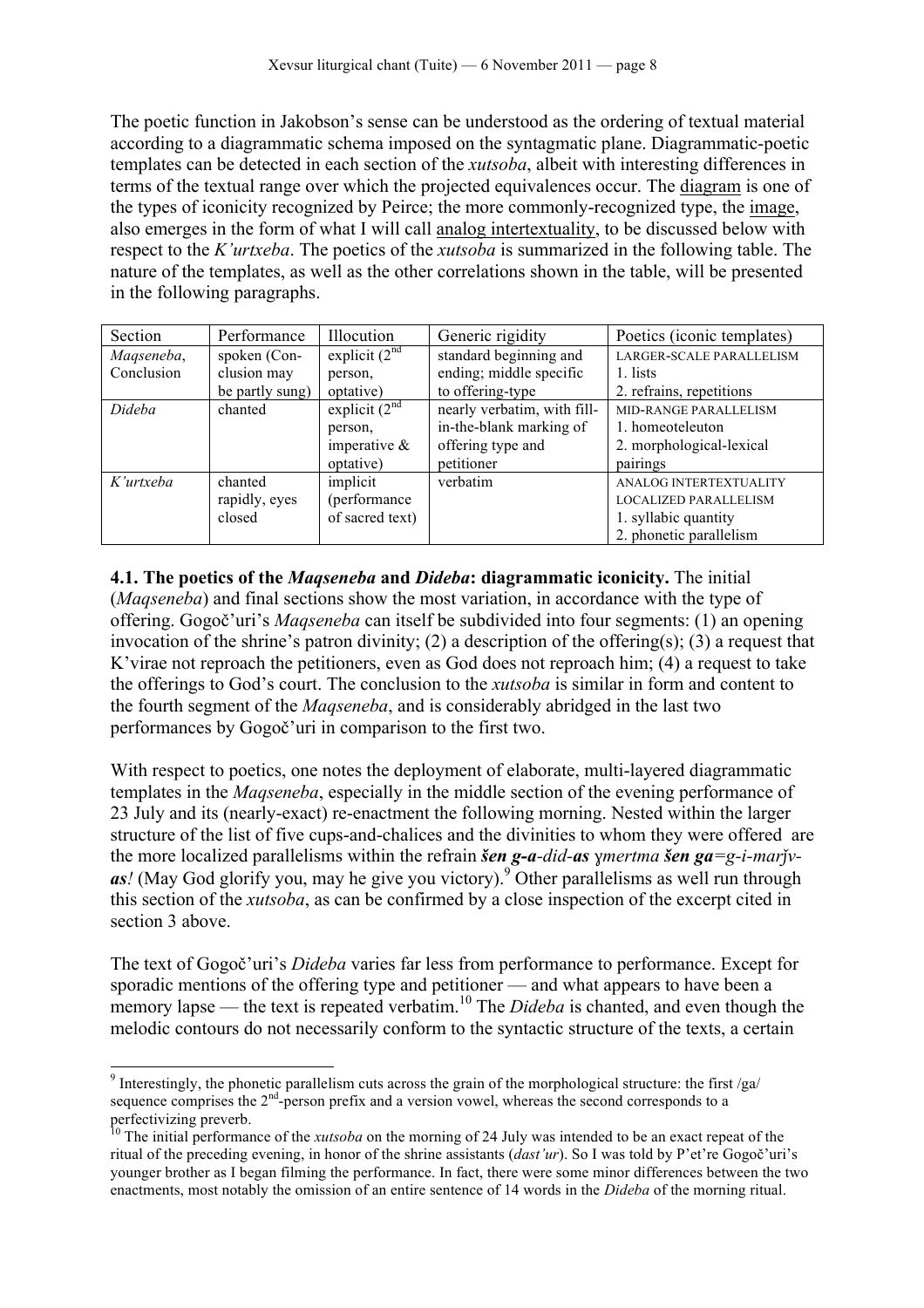The poetic function in Jakobson's sense can be understood as the ordering of textual material according to a diagrammatic schema imposed on the syntagmatic plane. Diagrammatic-poetic templates can be detected in each section of the *xutsoba*, albeit with interesting differences in terms of the textual range over which the projected equivalences occur. The <u>diagram</u> is one of the types of iconicity recognized by Peirce; the more commonly-recognized type, the <u>image</u>, also emerges in the form of what I will call <u>analog intertextuality</u>, to be discussed below with respect to the *K'urtxeba*. The poetics of the *xutsoba* is summarized in the following table. The nature of the templates, as well as the other correlations shown in the table, will be presented in the following paragraphs.

| Section | Performance | Illocution | Generic rigidity | Poetics (iconic templates) |
|---|---|---|---|---|
| *Maqseneba*, Conclusion | spoken (Conclusion may be partly sung) | explicit (2nd person, optative) | standard beginning and ending; middle specific to offering-type | LARGER-SCALE PARALLELISM<br>1. lists<br>2. refrains, repetitions |
| *Dideba* | chanted | explicit (2nd person, imperative & optative) | nearly verbatim, with fill-in-the-blank marking of offering type and petitioner | MID-RANGE PARALLELISM<br>1. homeoteleuton<br>2. morphological-lexical pairings |
| *K'urtxeba* | chanted rapidly, eyes closed | implicit (performance of sacred text) | verbatim | ANALOG INTERTEXTUALITY<br>LOCALIZED PARALLELISM<br>1. syllabic quantity<br>2. phonetic parallelism |

**4.1. The poetics of the *Maqseneba* and *Dideba*: diagrammatic iconicity.** The initial (*Maqseneba*) and final sections show the most variation, in accordance with the type of offering. Gogoč'uri's *Maqseneba* can itself be subdivided into four segments: (1) an opening invocation of the shrine's patron divinity; (2) a description of the offering(s); (3) a request that K'virae not reproach the petitioners, even as God does not reproach him; (4) a request to take the offerings to God's court. The conclusion to the *xutsoba* is similar in form and content to the fourth segment of the *Maqseneba*, and is considerably abridged in the last two performances by Gogoč'uri in comparison to the first two.

With respect to poetics, one notes the deployment of elaborate, multi-layered diagrammatic templates in the *Maqseneba*, especially in the middle section of the evening performance of 23 July and its (nearly-exact) re-enactment the following morning. Nested within the larger structure of the list of five cups-and-chalices and the divinities to whom they were offered are the more localized parallelisms within the refrain ***šen g-a****-did-****as*** *ɣmertma* ***šen ga****=g-i-marǰv-****as****!* (May God glorify you, may he give you victory).[9] Other parallelisms as well run through this section of the *xutsoba*, as can be confirmed by a close inspection of the excerpt cited in section 3 above.

The text of Gogoč'uri's *Dideba* varies far less from performance to performance. Except for sporadic mentions of the offering type and petitioner — and what appears to have been a memory lapse — the text is repeated verbatim.[10] The *Dideba* is chanted, and even though the melodic contours do not necessarily conform to the syntactic structure of the texts, a certain

[9] Interestingly, the phonetic parallelism cuts across the grain of the morphological structure: the first /ga/ sequence comprises the 2nd-person prefix and a version vowel, whereas the second corresponds to a perfectivizing preverb.

[10] The initial performance of the *xutsoba* on the morning of 24 July was intended to be an exact repeat of the ritual of the preceding evening, in honor of the shrine assistants (*dast'ur*). So I was told by P'et're Gogoč'uri's younger brother as I began filming the performance. In fact, there were some minor differences between the two enactments, most notably the omission of an entire sentence of 14 words in the *Dideba* of the morning ritual.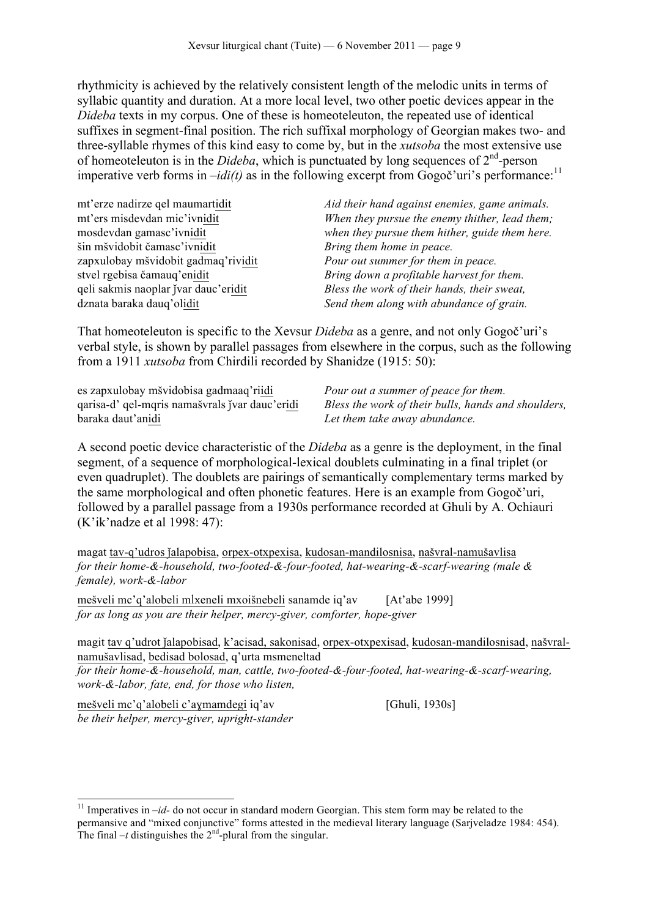rhythmicity is achieved by the relatively consistent length of the melodic units in terms of syllabic quantity and duration. At a more local level, two other poetic devices appear in the *Dideba* texts in my corpus. One of these is homeoteleuton, the repeated use of identical suffixes in segment-final position. The rich suffixal morphology of Georgian makes two- and three-syllable rhymes of this kind easy to come by, but in the *xutsoba* the most extensive use of homeoteleuton is in the *Dideba*, which is punctuated by long sequences of 2nd-person imperative verb forms in *–idi(t)* as in the following excerpt from Gogoč'uri's performance:[11]

| | |
|---|---|
| mt'erze nadirze qel maumart<u>idit</u> | *Aid their hand against enemies, game animals.* |
| mt'ers misdevdan mic'ivn<u>idit</u> | *When they pursue the enemy thither, lead them;* |
| mosdevdan gamasc'ivn<u>idit</u> | *when they pursue them hither, guide them here.* |
| šin mšvidobit čamasc'ivn<u>idit</u> | *Bring them home in peace.* |
| zapxulobay mšvidobit gadmaq'riv<u>idit</u> | *Pour out summer for them in peace.* |
| stvel rgebisa čamauq'en<u>idit</u> | *Bring down a profitable harvest for them.* |
| qeli sakmis naoplar ǯvar dauc'er<u>idit</u> | *Bless the work of their hands, their sweat,* |
| dznata baraka dauq'ol<u>idit</u> | *Send them along with abundance of grain.* |

That homeoteleuton is specific to the Xevsur *Dideba* as a genre, and not only Gogoč'uri's verbal style, is shown by parallel passages from elsewhere in the corpus, such as the following from a 1911 *xutsoba* from Chirdili recorded by Shanidze (1915: 50):

| | |
|---|---|
| es zapxulobay mšvidobisa gadmaaq'r<u>iidi</u> | *Pour out a summer of peace for them.* |
| qarisa-d' qel-mqris namašvrals ǯvar dauc'er<u>idi</u> | *Bless the work of their bulls, hands and shoulders,* |
| baraka daut'an<u>idi</u> | *Let them take away abundance.* |

A second poetic device characteristic of the *Dideba* as a genre is the deployment, in the final segment, of a sequence of morphological-lexical doublets culminating in a final triplet (or even quadruplet). The doublets are pairings of semantically complementary terms marked by the same morphological and often phonetic features. Here is an example from Gogoč'uri, followed by a parallel passage from a 1930s performance recorded at Ghuli by A. Ochiauri (K'ik'nadze et al 1998: 47):

magat <u>tav-q'udros ǯalapobisa</u>, <u>orpex-otxpexisa</u>, <u>kudosan-mandilosnisa</u>, <u>našvral-namušavlisa</u>
*for their home-&-household, two-footed-&-four-footed, hat-wearing-&-scarf-wearing (male & female), work-&-labor*

<u>mešveli mc'q'alobeli mlxeneli mxoišnebeli</u> sanamde iq'av [At'abe 1999]
*for as long as you are their helper, mercy-giver, comforter, hope-giver*

magit <u>tav q'udrot ǯalapobisad</u>, <u>k'acisad, sakonisad</u>, <u>orpex-otxpexisad</u>, <u>kudosan-mandilosnisad</u>, <u>našvral-namušavlisad</u>, <u>bedisad bolosad</u>, q'urta msmeneltad
*for their home-&-household, man, cattle, two-footed-&-four-footed, hat-wearing-&-scarf-wearing, work-&-labor, fate, end, for those who listen,*

<u>mešveli mc'q'alobeli c'aɣmamdegi</u> iq'av [Ghuli, 1930s]
*be their helper, mercy-giver, upright-stander*

---

[11] Imperatives in *–id-* do not occur in standard modern Georgian. This stem form may be related to the permansive and "mixed conjunctive" forms attested in the medieval literary language (Sarjveladze 1984: 454). The final *–t* distinguishes the 2nd-plural from the singular.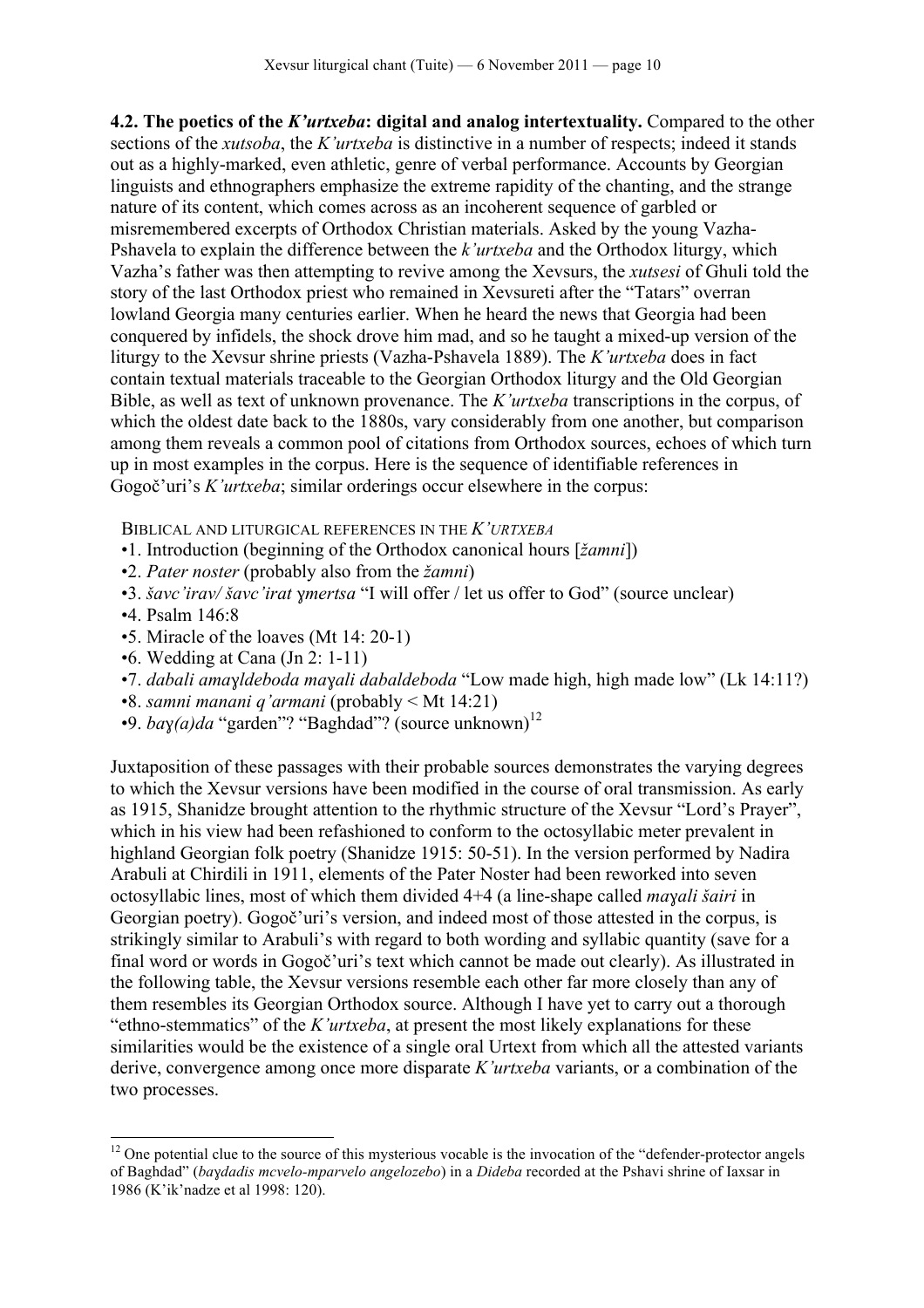**4.2. The poetics of the *K'urtxeba*: digital and analog intertextuality.** Compared to the other sections of the *xutsoba*, the *K'urtxeba* is distinctive in a number of respects; indeed it stands out as a highly-marked, even athletic, genre of verbal performance. Accounts by Georgian linguists and ethnographers emphasize the extreme rapidity of the chanting, and the strange nature of its content, which comes across as an incoherent sequence of garbled or misremembered excerpts of Orthodox Christian materials. Asked by the young Vazha-Pshavela to explain the difference between the *k'urtxeba* and the Orthodox liturgy, which Vazha's father was then attempting to revive among the Xevsurs, the *xutsesi* of Ghuli told the story of the last Orthodox priest who remained in Xevsureti after the "Tatars" overran lowland Georgia many centuries earlier. When he heard the news that Georgia had been conquered by infidels, the shock drove him mad, and so he taught a mixed-up version of the liturgy to the Xevsur shrine priests (Vazha-Pshavela 1889). The *K'urtxeba* does in fact contain textual materials traceable to the Georgian Orthodox liturgy and the Old Georgian Bible, as well as text of unknown provenance. The *K'urtxeba* transcriptions in the corpus, of which the oldest date back to the 1880s, vary considerably from one another, but comparison among them reveals a common pool of citations from Orthodox sources, echoes of which turn up in most examples in the corpus. Here is the sequence of identifiable references in Gogoč'uri's *K'urtxeba*; similar orderings occur elsewhere in the corpus:

BIBLICAL AND LITURGICAL REFERENCES IN THE *K'URTXEBA*

- 1. Introduction (beginning of the Orthodox canonical hours [*žamni*])
- 2. *Pater noster* (probably also from the *žamni*)
- 3. *šavc'irav/ šavc'irat ɣmertsa* "I will offer / let us offer to God" (source unclear)
- 4. Psalm 146:8
- 5. Miracle of the loaves (Mt 14: 20-1)
- 6. Wedding at Cana (Jn 2: 1-11)
- 7. *dabali amaɣldeboda maɣali dabaldeboda* "Low made high, high made low" (Lk 14:11?)
- 8. *samni manani q'armani* (probably < Mt 14:21)
- 9. *baɣ(a)da* "garden"? "Baghdad"? (source unknown)[12]

Juxtaposition of these passages with their probable sources demonstrates the varying degrees to which the Xevsur versions have been modified in the course of oral transmission. As early as 1915, Shanidze brought attention to the rhythmic structure of the Xevsur "Lord's Prayer", which in his view had been refashioned to conform to the octosyllabic meter prevalent in highland Georgian folk poetry (Shanidze 1915: 50-51). In the version performed by Nadira Arabuli at Chirdili in 1911, elements of the Pater Noster had been reworked into seven octosyllabic lines, most of which them divided 4+4 (a line-shape called *maɣali šairi* in Georgian poetry). Gogoč'uri's version, and indeed most of those attested in the corpus, is strikingly similar to Arabuli's with regard to both wording and syllabic quantity (save for a final word or words in Gogoč'uri's text which cannot be made out clearly). As illustrated in the following table, the Xevsur versions resemble each other far more closely than any of them resembles its Georgian Orthodox source. Although I have yet to carry out a thorough "ethno-stemmatics" of the *K'urtxeba*, at present the most likely explanations for these similarities would be the existence of a single oral Urtext from which all the attested variants derive, convergence among once more disparate *K'urtxeba* variants, or a combination of the two processes.

[12] One potential clue to the source of this mysterious vocable is the invocation of the "defender-protector angels of Baghdad" (*baɣdadis mcvelo-mparvelo angelozebo*) in a *Dideba* recorded at the Pshavi shrine of Iaxsar in 1986 (K'ik'nadze et al 1998: 120).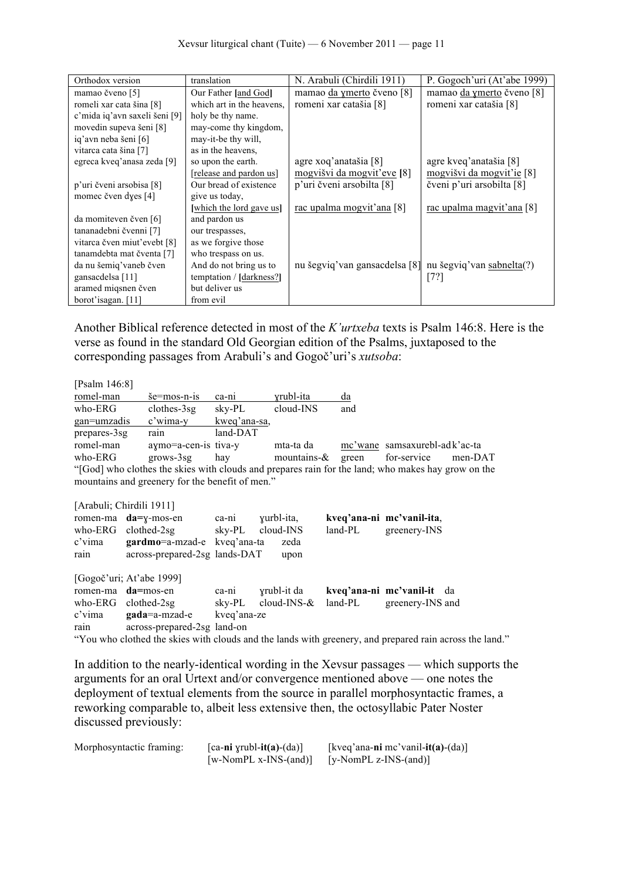| Orthodox version | translation | N. Arabuli (Chirdili 1911) | P. Gogoch'uri (At'abe 1999) |
|---|---|---|---|
| mamao čveno [5] | Our Father [and God] | mamao <u>da ɣmerto</u> čveno [8] | mamao <u>da ɣmerto</u> čveno [8] |
| romeli xar cata šina [8] | which art in the heavens, | romeni xar catašia [8] | romeni xar catašia [8] |
| c'mida iq'avn saxeli šeni [9] | holy be thy name. | | |
| movedin supeva šeni [8] | may-come thy kingdom, | | |
| iq'avn neba šeni [6] | may-it-be thy will, | | |
| vitarca cata šina [7] | as in the heavens, | | |
| egreca kveq'anasa zeda [9] | so upon the earth. | agre xoq'anatašia [8] | agre kveq'anatašia [8] |
| | [release and pardon us] | <u>mogvišvi da mogvit'eve</u> [8] | <u>mogvišvi da mogvit'ie</u> [8] |
| p'uri čveni arsobisa [8] | Our bread of existence | p'uri čveni arsobilta [8] | čveni p'uri arsobilta [8] |
| momec čven dɣes [4] | give us today, | | |
| | [which the lord gave us] | <u>rac upalma mogvit'ana</u> [8] | <u>rac upalma magvit'ana</u> [8] |
| da momiteven čven [6] | and pardon us | | |
| tananadebni čvenni [7] | our trespasses, | | |
| vitarca čven miut'evebt [8] | as we forgive those | | |
| tanamdebta mat čventa [7] | who trespass on us. | | |
| da nu šemiq'vaneb čven gansacdelsa [11] | And do not bring us to temptation / [darkness?] | nu šegviq'van gansacdelsa [8] | nu šegviq'van <u>sabnelta</u>(?) [7?] |
| aramed miqsnen čven borot'isagan. [11] | but deliver us from evil | | |

Another Biblical reference detected in most of the *K'urtxeba* texts is Psalm 146:8. Here is the verse as found in the standard Old Georgian edition of the Psalms, juxtaposed to the corresponding passages from Arabuli's and Gogoč'uri's *xutsoba*:

[Psalm 146:8]

| <u>romel-man</u> | <u>še=mos-n-is</u> | <u>ca-ni</u> | <u>ɣrubl-ita</u> | <u>da</u> | | |
|---|---|---|---|---|---|---|
| who-ERG | clothes-3sg | sky-PL | cloud-INS | and | | |
| <u>gan=umzadis</u> | <u>c'wima-y</u> | <u>kweq'ana-sa,</u> | | | | |
| prepares-3sg | rain | land-DAT | | | | |
| romel-man | aɣmo=a-cen-is | tiva-y | mta-ta da | <u>mc'wane</u> | samsaxurebl-ad | k'ac-ta |
| who-ERG | grows-3sg | hay | mountains-& | green | for-service | men-DAT |

"[God] who clothes the skies with clouds and prepares rain for the land; who makes hay grow on the mountains and greenery for the benefit of men."

[Arabuli; Chirdili 1911]

| romen-ma | **da=**ɣ-mos-en | ca-ni | ɣurbl-ita, | **kveq'ana-ni** | **mc'vanil-ita**, |
|---|---|---|---|---|---|
| who-ERG | clothed-2sg | sky-PL | cloud-INS | land-PL | greenery-INS |
| c'vima | **gardmo**=a-mzad-e | kveq'ana-ta | zeda | | |
| rain | across-prepared-2sg | lands-DAT | upon | | |

[Gogoč'uri; At'abe 1999]

| romen-ma | **da=**mos-en | ca-ni | ɣrubl-it da | **kveq'ana-ni** | **mc'vanil-it** da |
|---|---|---|---|---|---|
| who-ERG | clothed-2sg | sky-PL | cloud-INS-& | land-PL | greenery-INS and |
| c'vima | **gada**=a-mzad-e | kveq'ana-ze | | | |
| rain | across-prepared-2sg | land-on | | | |

"You who clothed the skies with clouds and the lands with greenery, and prepared rain across the land."

In addition to the nearly-identical wording in the Xevsur passages — which supports the arguments for an oral Urtext and/or convergence mentioned above — one notes the deployment of textual elements from the source in parallel morphosyntactic frames, a reworking comparable to, albeit less extensive then, the octosyllabic Pater Noster discussed previously:

| Morphosyntactic framing: | [ca-**ni** ɣrubl-**it(a)**-(da)] | [kveq'ana-**ni** mc'vanil-**it(a)**-(da)] |
|---|---|---|
| | [w-NomPL x-INS-(and)] | [y-NomPL z-INS-(and)] |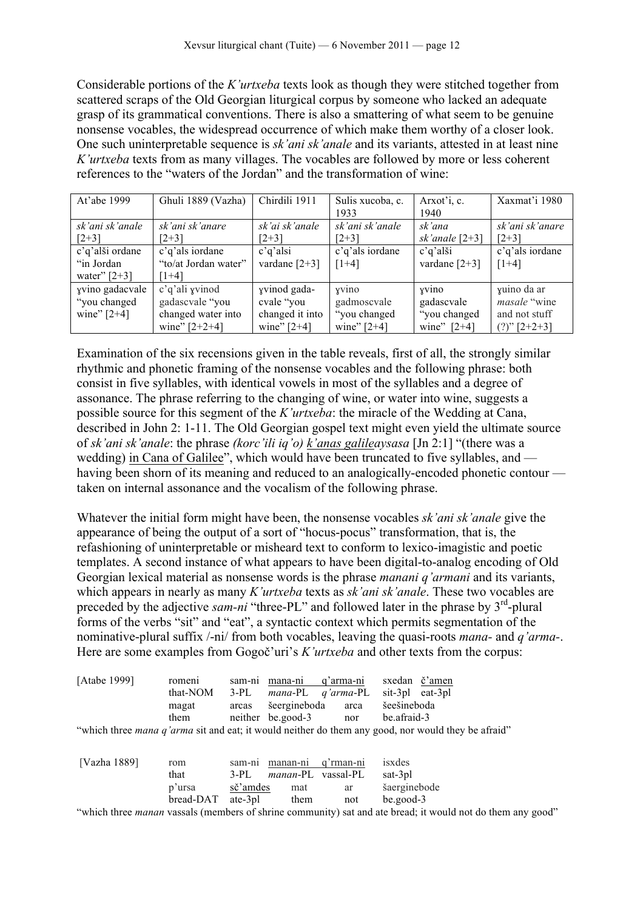Considerable portions of the *K'urtxeba* texts look as though they were stitched together from scattered scraps of the Old Georgian liturgical corpus by someone who lacked an adequate grasp of its grammatical conventions. There is also a smattering of what seem to be genuine nonsense vocables, the widespread occurrence of which make them worthy of a closer look. One such uninterpretable sequence is *sk'ani sk'anale* and its variants, attested in at least nine *K'urtxeba* texts from as many villages. The vocables are followed by more or less coherent references to the "waters of the Jordan" and the transformation of wine:

| At'abe 1999 | Ghuli 1889 (Vazha) | Chirdili 1911 | Sulis xucoba, c. 1933 | Arxot'i, c. 1940 | Xaxmat'i 1980 |
|---|---|---|---|---|---|
| *sk'ani sk'anale* [2+3] | *sk'ani sk'anare* [2+3] | *sk'ai sk'anale* [2+3] | *sk'ani sk'anale* [2+3] | *sk'ana sk'anale* [2+3] | *sk'ani sk'anare* [2+3] |
| c'q'alši ordane "in Jordan water" [2+3] | c'q'als iordane "to/at Jordan water" [1+4] | c'q'alsi vardane [2+3] | c'q'als iordane [1+4] | c'q'alši vardane [2+3] | c'q'als iordane [1+4] |
| ɣvino gadacvale "you changed wine" [2+4] | c'q'ali ɣvinod gadascvale "you changed water into wine" [2+2+4] | ɣvinod gada-cvale "you changed it into wine" [2+4] | ɣvino gadmoscvale "you changed wine" [2+4] | ɣvino gadascvale "you changed wine" [2+4] | ɣuino da ar *masale* "wine and not stuff (?)" [2+2+3] |

Examination of the six recensions given in the table reveals, first of all, the strongly similar rhythmic and phonetic framing of the nonsense vocables and the following phrase: both consist in five syllables, with identical vowels in most of the syllables and a degree of assonance. The phrase referring to the changing of wine, or water into wine, suggests a possible source for this segment of the *K'urtxeba*: the miracle of the Wedding at Cana, described in John 2: 1-11. The Old Georgian gospel text might even yield the ultimate source of *sk'ani sk'anale*: the phrase *(korc'ili iq'o)* <u>*k'anas galilea*</u>*ysasa* [Jn 2:1] "(there was a wedding) <u>in Cana of Galilee</u>", which would have been truncated to five syllables, and — having been shorn of its meaning and reduced to an analogically-encoded phonetic contour — taken on internal assonance and the vocalism of the following phrase.

Whatever the initial form might have been, the nonsense vocables *sk'ani sk'anale* give the appearance of being the output of a sort of "hocus-pocus" transformation, that is, the refashioning of uninterpretable or misheard text to conform to lexico-imagistic and poetic templates. A second instance of what appears to have been digital-to-analog encoding of Old Georgian lexical material as nonsense words is the phrase *manani q'armani* and its variants, which appears in nearly as many *K'urtxeba* texts as *sk'ani sk'anale*. These two vocables are preceded by the adjective *sam-ni* "three-PL" and followed later in the phrase by 3rd-plural forms of the verbs "sit" and "eat", a syntactic context which permits segmentation of the nominative-plural suffix /-ni/ from both vocables, leaving the quasi-roots *mana-* and *q'arma-*. Here are some examples from Gogoč'uri's *K'urtxeba* and other texts from the corpus:

| [Atabe 1999] | romeni | sam-ni | <u>mana-ni</u> | <u>q'arma-ni</u> | sxedan | <u>č'amen</u> |
|---|---|---|---|---|---|---|
| | that-NOM | 3-PL | *mana*-PL | *q'arma*-PL | sit-3pl | eat-3pl |
| | magat | arcas | šeergineboda | arca | šeešineboda | |
| | them | neither | be.good-3 | nor | be.afraid-3 | |

"which three *mana q'arma* sit and eat; it would neither do them any good, nor would they be afraid"

| [Vazha 1889] | rom | sam-ni | <u>manan-ni</u> | <u>q'rman-ni</u> | isxdes |
|---|---|---|---|---|---|
| | that | 3-PL | *manan*-PL | vassal-PL | sat-3pl |
| | p'ursa | <u>sč'amdes</u> | mat | ar | šaerginebode |
| | bread-DAT | ate-3pl | them | not | be.good-3 |

"which three *manan* vassals (members of shrine community) sat and ate bread; it would not do them any good"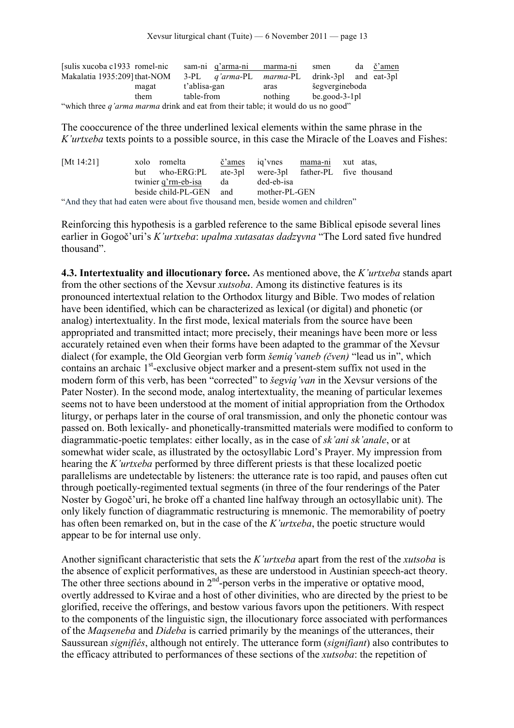| [sulis xucoba c1933 | romel-nic | sam-ni | <u>q’arma-ni</u> | <u>marma-ni</u> | smen | da | <u>č’amen</u> |
|---|---|---|---|---|---|---|---|
| Makalatia 1935:209] | that-NOM | 3-PL | *q’arma*-PL | *marma*-PL | drink-3pl | and | eat-3pl |
| | magat | t’ablisa-gan | | aras | šegvergineboda | | |
| | them | table-from | | nothing | be.good-3-1pl | | |

“which three *q’arma marma* drink and eat from their table; it would do us no good”

The cooccurence of the three underlined lexical elements within the same phrase in the *K’urtxeba* texts points to a possible source, in this case the Miracle of the Loaves and Fishes:

| [Mt 14:21] | xolo | romelta | <u>č’ames</u> | iq’vnes | <u>mama-ni</u> | xut | atas, |
|---|---|---|---|---|---|---|---|
| | but | who-ERG:PL | ate-3pl | were-3pl | father-PL | five | thousand |
| | twinier <u>q’rm-eb-isa</u> | | da | ded-eb-isa | | | |
| | beside child-PL-GEN | | and | mother-PL-GEN | | | |

“And they that had eaten were about five thousand men, beside women and children”

Reinforcing this hypothesis is a garbled reference to the same Biblical episode several lines earlier in Gogoč’uri’s *K’urtxeba*: *upalma xutasatas dadzɣvna* “The Lord sated five hundred thousand”.

**4.3. Intertextuality and illocutionary force.** As mentioned above, the *K’urtxeba* stands apart from the other sections of the Xevsur *xutsoba*. Among its distinctive features is its pronounced intertextual relation to the Orthodox liturgy and Bible. Two modes of relation have been identified, which can be characterized as lexical (or digital) and phonetic (or analog) intertextuality. In the first mode, lexical materials from the source have been appropriated and transmitted intact; more precisely, their meanings have been more or less accurately retained even when their forms have been adapted to the grammar of the Xevsur dialect (for example, the Old Georgian verb form *šemiq’vaneb (čven)* “lead us in”, which contains an archaic 1st-exclusive object marker and a present-stem suffix not used in the modern form of this verb, has been “corrected” to *šegviq’van* in the Xevsur versions of the Pater Noster). In the second mode, analog intertextuality, the meaning of particular lexemes seems not to have been understood at the moment of initial appropriation from the Orthodox liturgy, or perhaps later in the course of oral transmission, and only the phonetic contour was passed on. Both lexically- and phonetically-transmitted materials were modified to conform to diagrammatic-poetic templates: either locally, as in the case of *sk’ani sk’anale*, or at somewhat wider scale, as illustrated by the octosyllabic Lord’s Prayer. My impression from hearing the *K’urtxeba* performed by three different priests is that these localized poetic parallelisms are undetectable by listeners: the utterance rate is too rapid, and pauses often cut through poetically-regimented textual segments (in three of the four renderings of the Pater Noster by Gogoč’uri, he broke off a chanted line halfway through an octosyllabic unit). The only likely function of diagrammatic restructuring is mnemonic. The memorability of poetry has often been remarked on, but in the case of the *K’urtxeba*, the poetic structure would appear to be for internal use only.

Another significant characteristic that sets the *K’urtxeba* apart from the rest of the *xutsoba* is the absence of explicit performatives, as these are understood in Austinian speech-act theory. The other three sections abound in 2nd-person verbs in the imperative or optative mood, overtly addressed to Kvirae and a host of other divinities, who are directed by the priest to be glorified, receive the offerings, and bestow various favors upon the petitioners. With respect to the components of the linguistic sign, the illocutionary force associated with performances of the *Maqseneba* and *Dideba* is carried primarily by the meanings of the utterances, their Saussurean *signifiés*, although not entirely. The utterance form (*signifiant*) also contributes to the efficacy attributed to performances of these sections of the *xutsoba*: the repetition of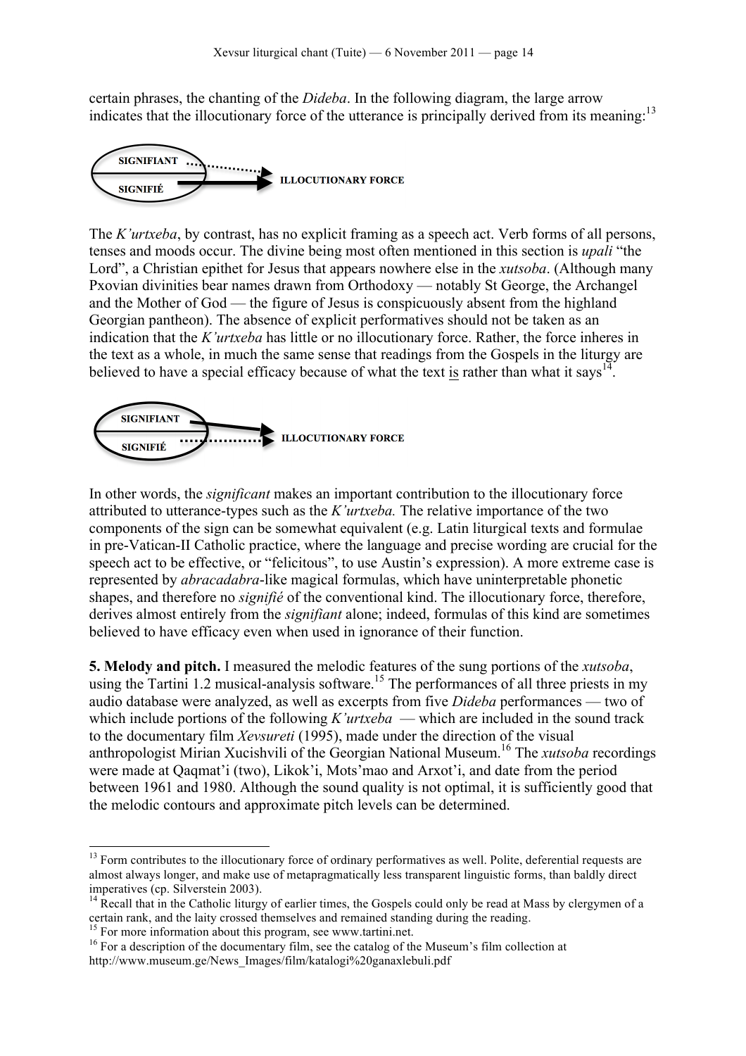certain phrases, the chanting of the *Dideba*. In the following diagram, the large arrow indicates that the illocutionary force of the utterance is principally derived from its meaning:[13]

SIGNIFIANT

SIGNIFIÉ

ILLOCUTIONARY FORCE

The *K'urtxeba*, by contrast, has no explicit framing as a speech act. Verb forms of all persons, tenses and moods occur. The divine being most often mentioned in this section is *upali* "the Lord", a Christian epithet for Jesus that appears nowhere else in the *xutsoba*. (Although many Pxovian divinities bear names drawn from Orthodoxy — notably St George, the Archangel and the Mother of God — the figure of Jesus is conspicuously absent from the highland Georgian pantheon). The absence of explicit performatives should not be taken as an indication that the *K'urtxeba* has little or no illocutionary force. Rather, the force inheres in the text as a whole, in much the same sense that readings from the Gospels in the liturgy are believed to have a special efficacy because of what the text is rather than what it says[14].

SIGNIFIANT

SIGNIFIÉ

ILLOCUTIONARY FORCE

In other words, the *significant* makes an important contribution to the illocutionary force attributed to utterance-types such as the *K'urtxeba.* The relative importance of the two components of the sign can be somewhat equivalent (e.g. Latin liturgical texts and formulae in pre-Vatican-II Catholic practice, where the language and precise wording are crucial for the speech act to be effective, or "felicitous", to use Austin's expression). A more extreme case is represented by *abracadabra*-like magical formulas, which have uninterpretable phonetic shapes, and therefore no *signifié* of the conventional kind. The illocutionary force, therefore, derives almost entirely from the *signifiant* alone; indeed, formulas of this kind are sometimes believed to have efficacy even when used in ignorance of their function.

**5. Melody and pitch.** I measured the melodic features of the sung portions of the *xutsoba*, using the Tartini 1.2 musical-analysis software.[15] The performances of all three priests in my audio database were analyzed, as well as excerpts from five *Dideba* performances — two of which include portions of the following *K'urtxeba* — which are included in the sound track to the documentary film *Xevsureti* (1995), made under the direction of the visual anthropologist Mirian Xucishvili of the Georgian National Museum.[16] The *xutsoba* recordings were made at Qaqmat'i (two), Likok'i, Mots'mao and Arxot'i, and date from the period between 1961 and 1980. Although the sound quality is not optimal, it is sufficiently good that the melodic contours and approximate pitch levels can be determined.

---

[13] Form contributes to the illocutionary force of ordinary performatives as well. Polite, deferential requests are almost always longer, and make use of metapragmatically less transparent linguistic forms, than baldly direct imperatives (cp. Silverstein 2003).

[14] Recall that in the Catholic liturgy of earlier times, the Gospels could only be read at Mass by clergymen of a certain rank, and the laity crossed themselves and remained standing during the reading.

[15] For more information about this program, see www.tartini.net.

[16] For a description of the documentary film, see the catalog of the Museum's film collection at http://www.museum.ge/News_Images/film/katalogi%20ganaxlebuli.pdf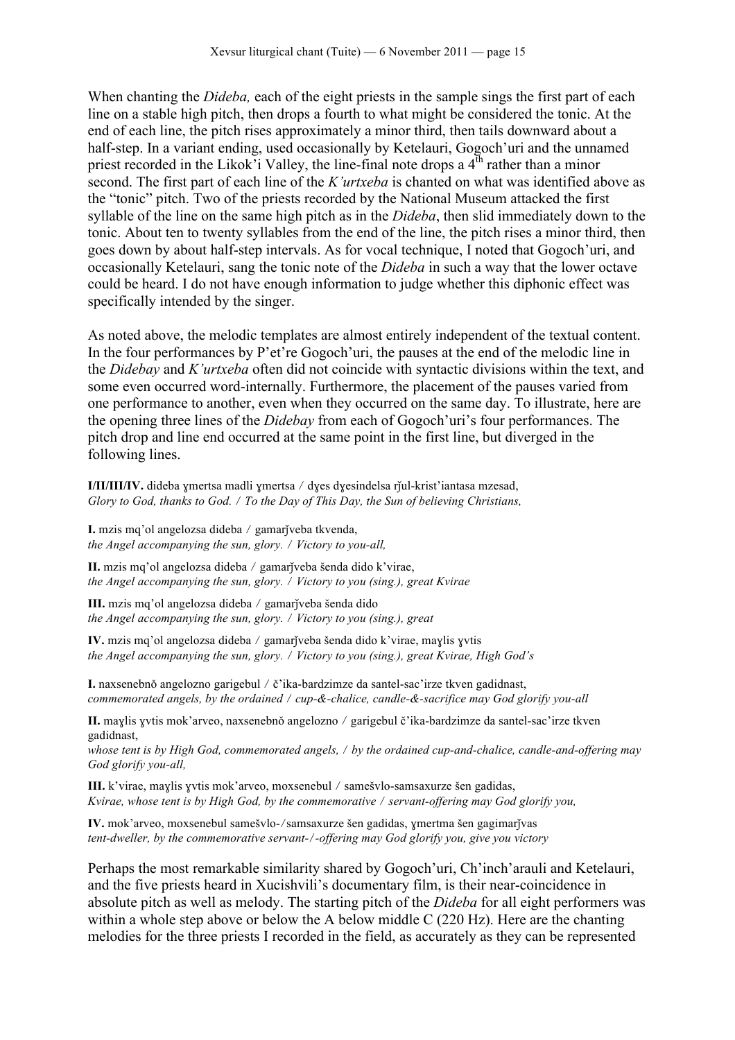When chanting the *Dideba,* each of the eight priests in the sample sings the first part of each line on a stable high pitch, then drops a fourth to what might be considered the tonic. At the end of each line, the pitch rises approximately a minor third, then tails downward about a half-step. In a variant ending, used occasionally by Ketelauri, Gogoch'uri and the unnamed priest recorded in the Likok'i Valley, the line-final note drops a 4th rather than a minor second. The first part of each line of the *K'urtxeba* is chanted on what was identified above as the "tonic" pitch. Two of the priests recorded by the National Museum attacked the first syllable of the line on the same high pitch as in the *Dideba*, then slid immediately down to the tonic. About ten to twenty syllables from the end of the line, the pitch rises a minor third, then goes down by about half-step intervals. As for vocal technique, I noted that Gogoch'uri, and occasionally Ketelauri, sang the tonic note of the *Dideba* in such a way that the lower octave could be heard. I do not have enough information to judge whether this diphonic effect was specifically intended by the singer.

As noted above, the melodic templates are almost entirely independent of the textual content. In the four performances by P'et're Gogoch'uri, the pauses at the end of the melodic line in the *Didebay* and *K'urtxeba* often did not coincide with syntactic divisions within the text, and some even occurred word-internally. Furthermore, the placement of the pauses varied from one performance to another, even when they occurred on the same day. To illustrate, here are the opening three lines of the *Didebay* from each of Gogoch'uri's four performances. The pitch drop and line end occurred at the same point in the first line, but diverged in the following lines.

**I/II/III/IV.** dideba ɣmertsa madli ɣmertsa / dɣes dɣesindelsa rǰul-krist'iantasa mzesad,
*Glory to God, thanks to God. / To the Day of This Day, the Sun of believing Christians,*

**I.** mzis mq'ol angelozsa dideba / gamarǰveba tkvenda,
*the Angel accompanying the sun, glory. / Victory to you-all,*

**II.** mzis mq'ol angelozsa dideba / gamarǰveba šenda dido k'virae,
*the Angel accompanying the sun, glory. / Victory to you (sing.), great Kvirae*

**III.** mzis mq'ol angelozsa dideba / gamarǰveba šenda dido
*the Angel accompanying the sun, glory. / Victory to you (sing.), great*

**IV.** mzis mq'ol angelozsa dideba / gamarǰveba šenda dido k'virae, maɣlis ɣvtis
*the Angel accompanying the sun, glory. / Victory to you (sing.), great Kvirae, High God's*

**I.** naxsenebnŏ angelozno garigebul / č'ika-bardzimze da santel-sac'irze tkven gadidnast,
*commemorated angels, by the ordained / cup-&-chalice, candle-&-sacrifice may God glorify you-all*

**II.** maɣlis ɣvtis mok'arveo, naxsenebnŏ angelozno / garigebul č'ika-bardzimze da santel-sac'irze tkven gadidnast,
*whose tent is by High God, commemorated angels, / by the ordained cup-and-chalice, candle-and-offering may God glorify you-all,*

**III.** k'virae, maɣlis ɣvtis mok'arveo, moxsenebul / samešvlo-samsaxurze šen gadidas,
*Kvirae, whose tent is by High God, by the commemorative / servant-offering may God glorify you,*

**IV.** mok'arveo, moxsenebul samešvlo-/samsaxurze šen gadidas, ɣmertma šen gagimarǰvas
*tent-dweller, by the commemorative servant-/-offering may God glorify you, give you victory*

Perhaps the most remarkable similarity shared by Gogoch'uri, Ch'inch'arauli and Ketelauri, and the five priests heard in Xucishvili's documentary film, is their near-coincidence in absolute pitch as well as melody. The starting pitch of the *Dideba* for all eight performers was within a whole step above or below the A below middle C (220 Hz). Here are the chanting melodies for the three priests I recorded in the field, as accurately as they can be represented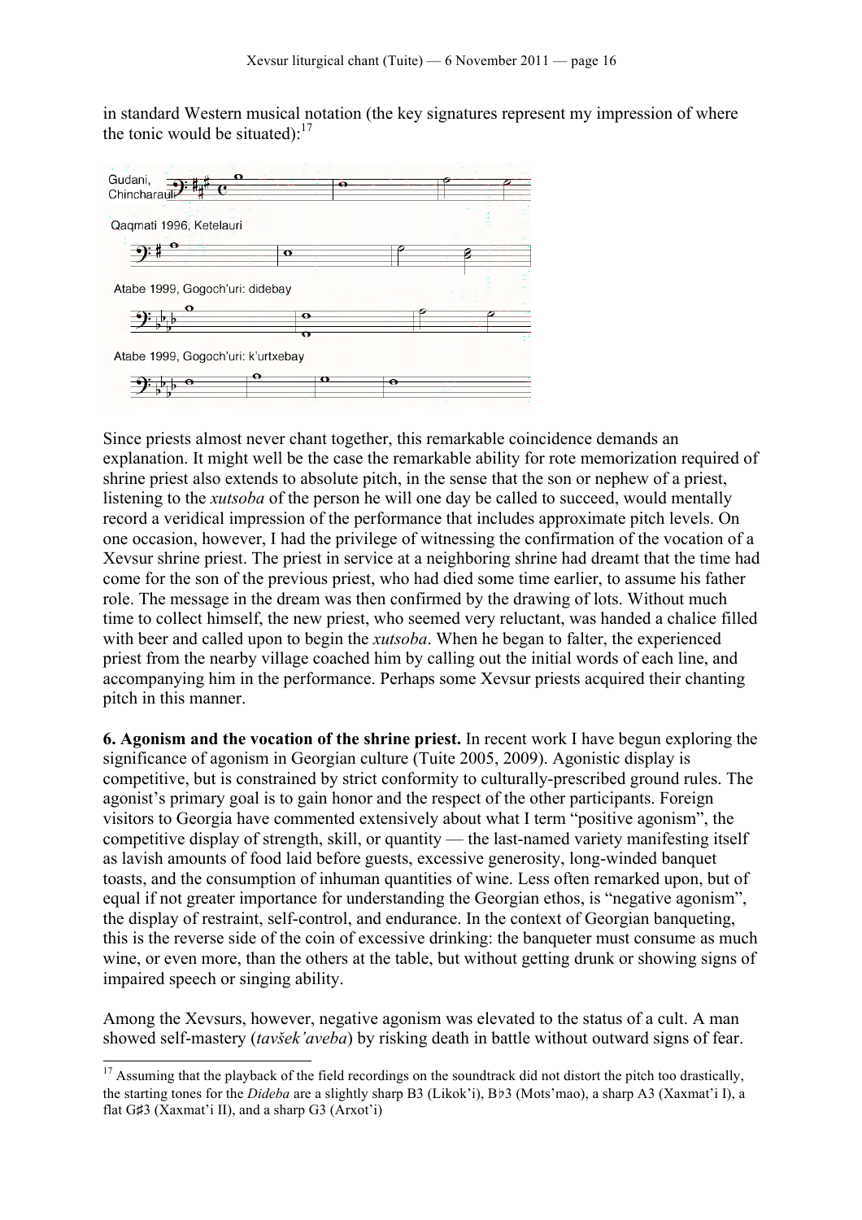in standard Western musical notation (the key signatures represent my impression of where the tonic would be situated):[17]

Gudani, Chincharauli

Qaqmati 1996, Ketelauri

Atabe 1999, Gogoch'uri: didebay

Atabe 1999, Gogoch'uri: k'urtxebay

Since priests almost never chant together, this remarkable coincidence demands an explanation. It might well be the case the remarkable ability for rote memorization required of shrine priest also extends to absolute pitch, in the sense that the son or nephew of a priest, listening to the *xutsoba* of the person he will one day be called to succeed, would mentally record a veridical impression of the performance that includes approximate pitch levels. On one occasion, however, I had the privilege of witnessing the confirmation of the vocation of a Xevsur shrine priest. The priest in service at a neighboring shrine had dreamt that the time had come for the son of the previous priest, who had died some time earlier, to assume his father role. The message in the dream was then confirmed by the drawing of lots. Without much time to collect himself, the new priest, who seemed very reluctant, was handed a chalice filled with beer and called upon to begin the *xutsoba*. When he began to falter, the experienced priest from the nearby village coached him by calling out the initial words of each line, and accompanying him in the performance. Perhaps some Xevsur priests acquired their chanting pitch in this manner.

**6. Agonism and the vocation of the shrine priest.** In recent work I have begun exploring the significance of agonism in Georgian culture (Tuite 2005, 2009). Agonistic display is competitive, but is constrained by strict conformity to culturally-prescribed ground rules. The agonist's primary goal is to gain honor and the respect of the other participants. Foreign visitors to Georgia have commented extensively about what I term "positive agonism", the competitive display of strength, skill, or quantity — the last-named variety manifesting itself as lavish amounts of food laid before guests, excessive generosity, long-winded banquet toasts, and the consumption of inhuman quantities of wine. Less often remarked upon, but of equal if not greater importance for understanding the Georgian ethos, is "negative agonism", the display of restraint, self-control, and endurance. In the context of Georgian banqueting, this is the reverse side of the coin of excessive drinking: the banqueter must consume as much wine, or even more, than the others at the table, but without getting drunk or showing signs of impaired speech or singing ability.

Among the Xevsurs, however, negative agonism was elevated to the status of a cult. A man showed self-mastery (*tavšek'aveba*) by risking death in battle without outward signs of fear.

---

[17] Assuming that the playback of the field recordings on the soundtrack did not distort the pitch too drastically, the starting tones for the *Dideba* are a slightly sharp B3 (Likok'i), B♭3 (Mots'mao), a sharp A3 (Xaxmat'i I), a flat G♯3 (Xaxmat'i II), and a sharp G3 (Arxot'i)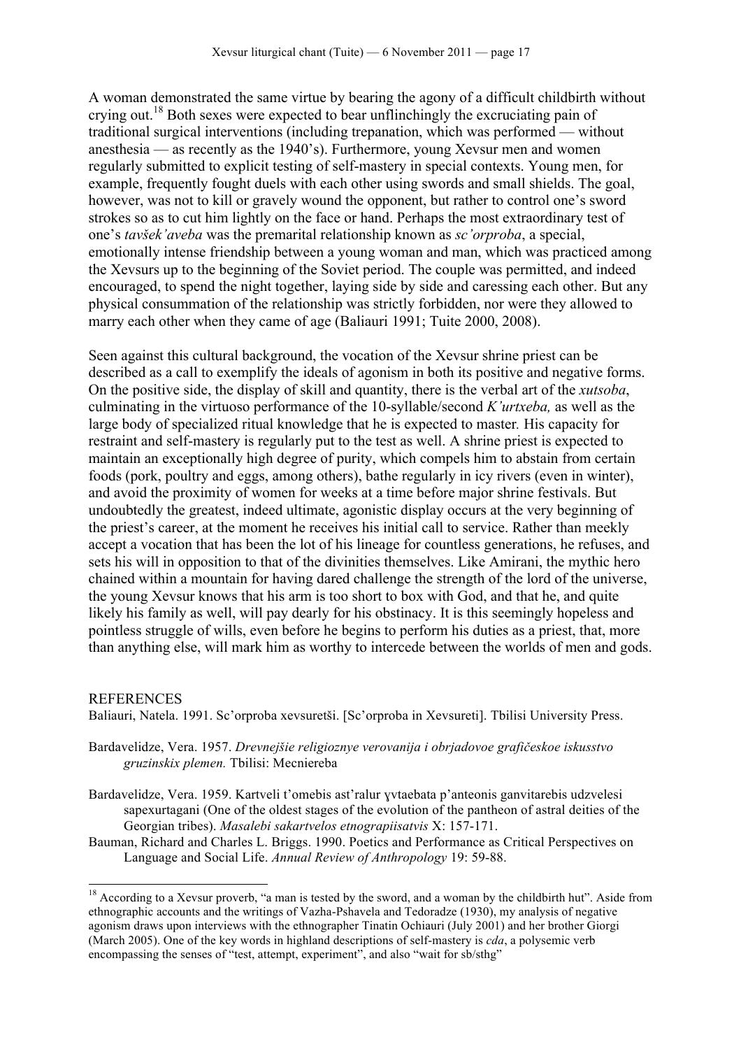A woman demonstrated the same virtue by bearing the agony of a difficult childbirth without crying out.[18] Both sexes were expected to bear unflinchingly the excruciating pain of traditional surgical interventions (including trepanation, which was performed — without anesthesia — as recently as the 1940's). Furthermore, young Xevsur men and women regularly submitted to explicit testing of self-mastery in special contexts. Young men, for example, frequently fought duels with each other using swords and small shields. The goal, however, was not to kill or gravely wound the opponent, but rather to control one's sword strokes so as to cut him lightly on the face or hand. Perhaps the most extraordinary test of one's *tavšek'aveba* was the premarital relationship known as *sc'orproba*, a special, emotionally intense friendship between a young woman and man, which was practiced among the Xevsurs up to the beginning of the Soviet period. The couple was permitted, and indeed encouraged, to spend the night together, laying side by side and caressing each other. But any physical consummation of the relationship was strictly forbidden, nor were they allowed to marry each other when they came of age (Baliauri 1991; Tuite 2000, 2008).

Seen against this cultural background, the vocation of the Xevsur shrine priest can be described as a call to exemplify the ideals of agonism in both its positive and negative forms. On the positive side, the display of skill and quantity, there is the verbal art of the *xutsoba*, culminating in the virtuoso performance of the 10-syllable/second *K'urtxeba,* as well as the large body of specialized ritual knowledge that he is expected to master. His capacity for restraint and self-mastery is regularly put to the test as well. A shrine priest is expected to maintain an exceptionally high degree of purity, which compels him to abstain from certain foods (pork, poultry and eggs, among others), bathe regularly in icy rivers (even in winter), and avoid the proximity of women for weeks at a time before major shrine festivals. But undoubtedly the greatest, indeed ultimate, agonistic display occurs at the very beginning of the priest's career, at the moment he receives his initial call to service. Rather than meekly accept a vocation that has been the lot of his lineage for countless generations, he refuses, and sets his will in opposition to that of the divinities themselves. Like Amirani, the mythic hero chained within a mountain for having dared challenge the strength of the lord of the universe, the young Xevsur knows that his arm is too short to box with God, and that he, and quite likely his family as well, will pay dearly for his obstinacy. It is this seemingly hopeless and pointless struggle of wills, even before he begins to perform his duties as a priest, that, more than anything else, will mark him as worthy to intercede between the worlds of men and gods.

## REFERENCES

Baliauri, Natela. 1991. Sc'orproba xevsuretši. [Sc'orproba in Xevsureti]. Tbilisi University Press.

Bardavelidze, Vera. 1957. *Drevnejšie religioznye verovanija i obrjadovoe grafičeskoe iskusstvo gruzinskix plemen.* Tbilisi: Mecniereba

Bardavelidze, Vera. 1959. Kartveli t'omebis ast'ralur ɣvtaebata p'anteonis ganvitarebis udzvelesi sapexurtagani (One of the oldest stages of the evolution of the pantheon of astral deities of the Georgian tribes). *Masalebi sakartvelos etnograpiisatvis* X: 157-171.

Bauman, Richard and Charles L. Briggs. 1990. Poetics and Performance as Critical Perspectives on Language and Social Life. *Annual Review of Anthropology* 19: 59-88.

---

[18] According to a Xevsur proverb, "a man is tested by the sword, and a woman by the childbirth hut". Aside from ethnographic accounts and the writings of Vazha-Pshavela and Tedoradze (1930), my analysis of negative agonism draws upon interviews with the ethnographer Tinatin Ochiauri (July 2001) and her brother Giorgi (March 2005). One of the key words in highland descriptions of self-mastery is *cda*, a polysemic verb encompassing the senses of "test, attempt, experiment", and also "wait for sb/sthg"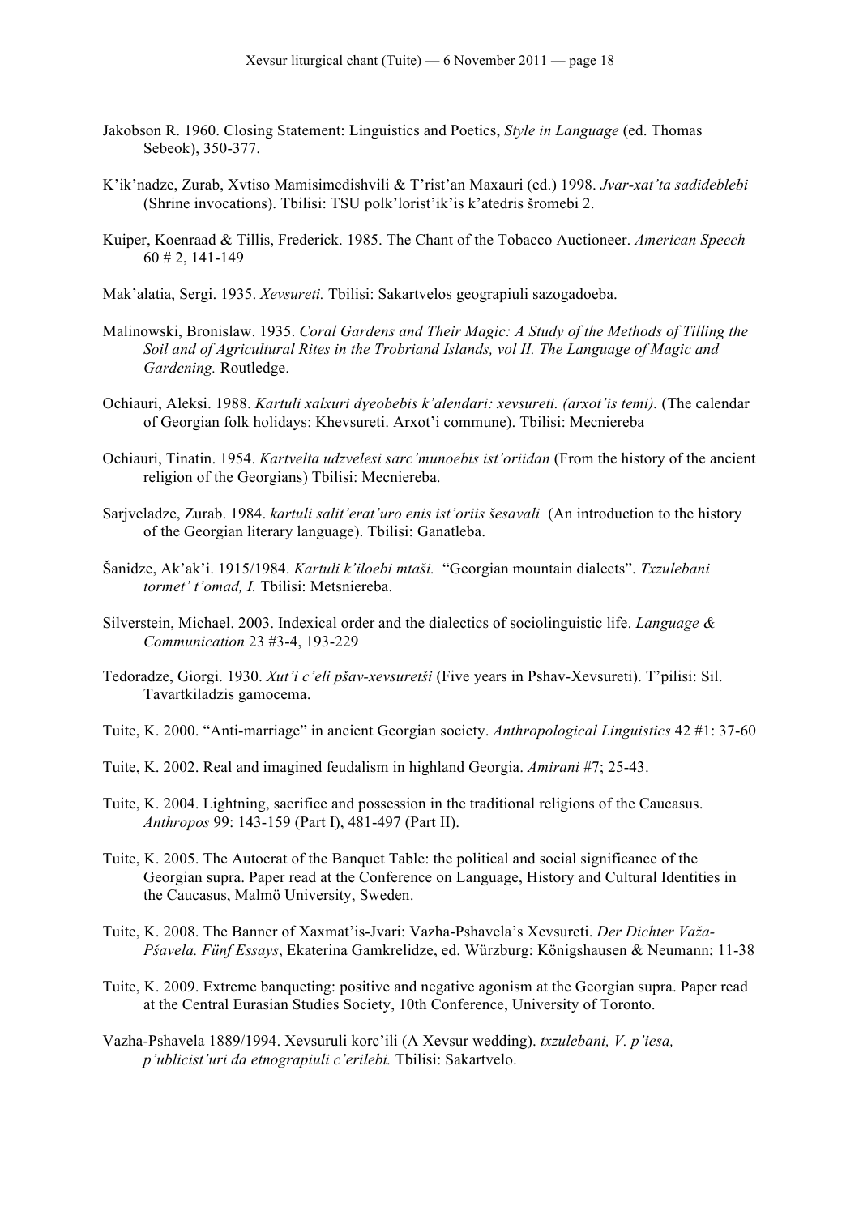Jakobson R. 1960. Closing Statement: Linguistics and Poetics, *Style in Language* (ed. Thomas Sebeok), 350-377.

K'ik'nadze, Zurab, Xvtiso Mamisimedishvili & T'rist'an Maxauri (ed.) 1998. *Jvar-xat'ta sadideblebi* (Shrine invocations). Tbilisi: TSU polk'lorist'ik'is k'atedris šromebi 2.

Kuiper, Koenraad & Tillis, Frederick. 1985. The Chant of the Tobacco Auctioneer. *American Speech* 60 # 2, 141-149

Mak'alatia, Sergi. 1935. *Xevsureti.* Tbilisi: Sakartvelos geograpiuli sazogadoeba.

Malinowski, Bronislaw. 1935. *Coral Gardens and Their Magic: A Study of the Methods of Tilling the Soil and of Agricultural Rites in the Trobriand Islands, vol II. The Language of Magic and Gardening.* Routledge.

Ochiauri, Aleksi. 1988. *Kartuli xalxuri dɣeobebis k'alendari: xevsureti. (arxot'is temi).* (The calendar of Georgian folk holidays: Khevsureti. Arxot'i commune). Tbilisi: Mecniereba

Ochiauri, Tinatin. 1954. *Kartvelta udzvelesi sarc'munoebis ist'oriidan* (From the history of the ancient religion of the Georgians) Tbilisi: Mecniereba.

Sarjveladze, Zurab. 1984. *kartuli salit'erat'uro enis ist'oriis šesavali* (An introduction to the history of the Georgian literary language). Tbilisi: Ganatleba.

Šanidze, Ak'ak'i. 1915/1984. *Kartuli k'iloebi mtaši.* "Georgian mountain dialects". *Txzulebani tormet' t'omad, I.* Tbilisi: Metsniereba.

Silverstein, Michael. 2003. Indexical order and the dialectics of sociolinguistic life. *Language & Communication* 23 #3-4, 193-229

Tedoradze, Giorgi. 1930. *Xut'i c'eli pšav-xevsuretši* (Five years in Pshav-Xevsureti). T'pilisi: Sil. Tavartkiladzis gamocema.

Tuite, K. 2000. "Anti-marriage" in ancient Georgian society. *Anthropological Linguistics* 42 #1: 37-60

Tuite, K. 2002. Real and imagined feudalism in highland Georgia. *Amirani* #7; 25-43.

Tuite, K. 2004. Lightning, sacrifice and possession in the traditional religions of the Caucasus. *Anthropos* 99: 143-159 (Part I), 481-497 (Part II).

Tuite, K. 2005. The Autocrat of the Banquet Table: the political and social significance of the Georgian supra. Paper read at the Conference on Language, History and Cultural Identities in the Caucasus, Malmö University, Sweden.

Tuite, K. 2008. The Banner of Xaxmat'is-Jvari: Vazha-Pshavela's Xevsureti. *Der Dichter Važa-Pšavela. Fünf Essays*, Ekaterina Gamkrelidze, ed. Würzburg: Königshausen & Neumann; 11-38

Tuite, K. 2009. Extreme banqueting: positive and negative agonism at the Georgian supra. Paper read at the Central Eurasian Studies Society, 10th Conference, University of Toronto.

Vazha-Pshavela 1889/1994. Xevsuruli korc'ili (A Xevsur wedding). *txzulebani, V. p'iesa, p'ublicist'uri da etnograpiuli c'erilebi.* Tbilisi: Sakartvelo.